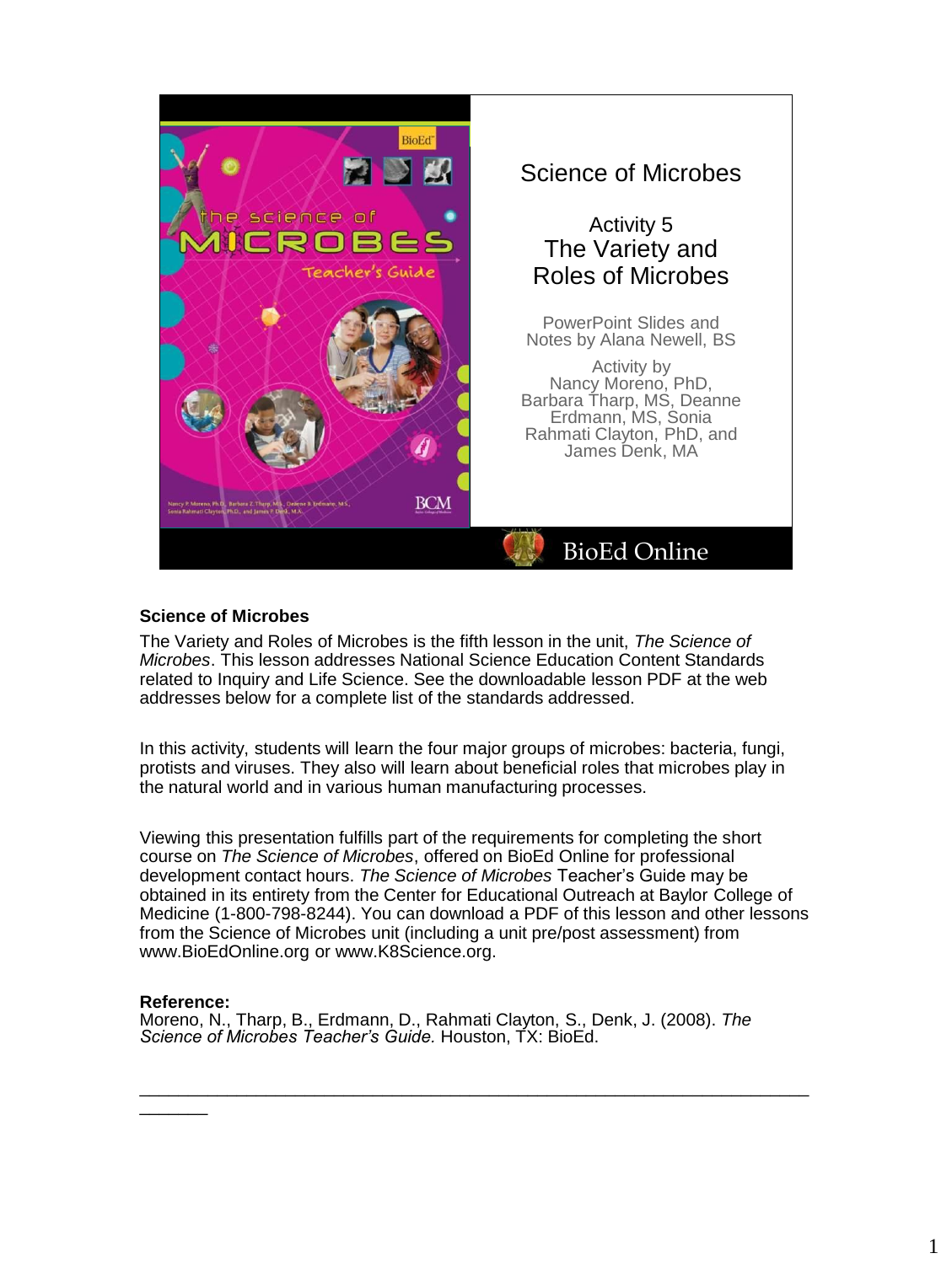Science of Microbes

Activity 5
The Variety and Roles of Microbes

PowerPoint Slides and Notes by Alana Newell, BS

Activity by
Nancy Moreno, PhD, Barbara Tharp, MS, Deanne Erdmann, MS, Sonia Rahmati Clayton, PhD, and James Denk, MA

BioEd Online

**Science of Microbes**

The Variety and Roles of Microbes is the fifth lesson in the unit, *The Science of Microbes*. This lesson addresses National Science Education Content Standards related to Inquiry and Life Science. See the downloadable lesson PDF at the web addresses below for a complete list of the standards addressed.

In this activity, students will learn the four major groups of microbes: bacteria, fungi, protists and viruses. They also will learn about beneficial roles that microbes play in the natural world and in various human manufacturing processes.

Viewing this presentation fulfills part of the requirements for completing the short course on *The Science of Microbes*, offered on BioEd Online for professional development contact hours. *The Science of Microbes* Teacher's Guide may be obtained in its entirety from the Center for Educational Outreach at Baylor College of Medicine (1-800-798-8244). You can download a PDF of this lesson and other lessons from the Science of Microbes unit (including a unit pre/post assessment) from www.BioEdOnline.org or www.K8Science.org.

**Reference:**
Moreno, N., Tharp, B., Erdmann, D., Rahmati Clayton, S., Denk, J. (2008). *The Science of Microbes Teacher's Guide.* Houston, TX: BioEd.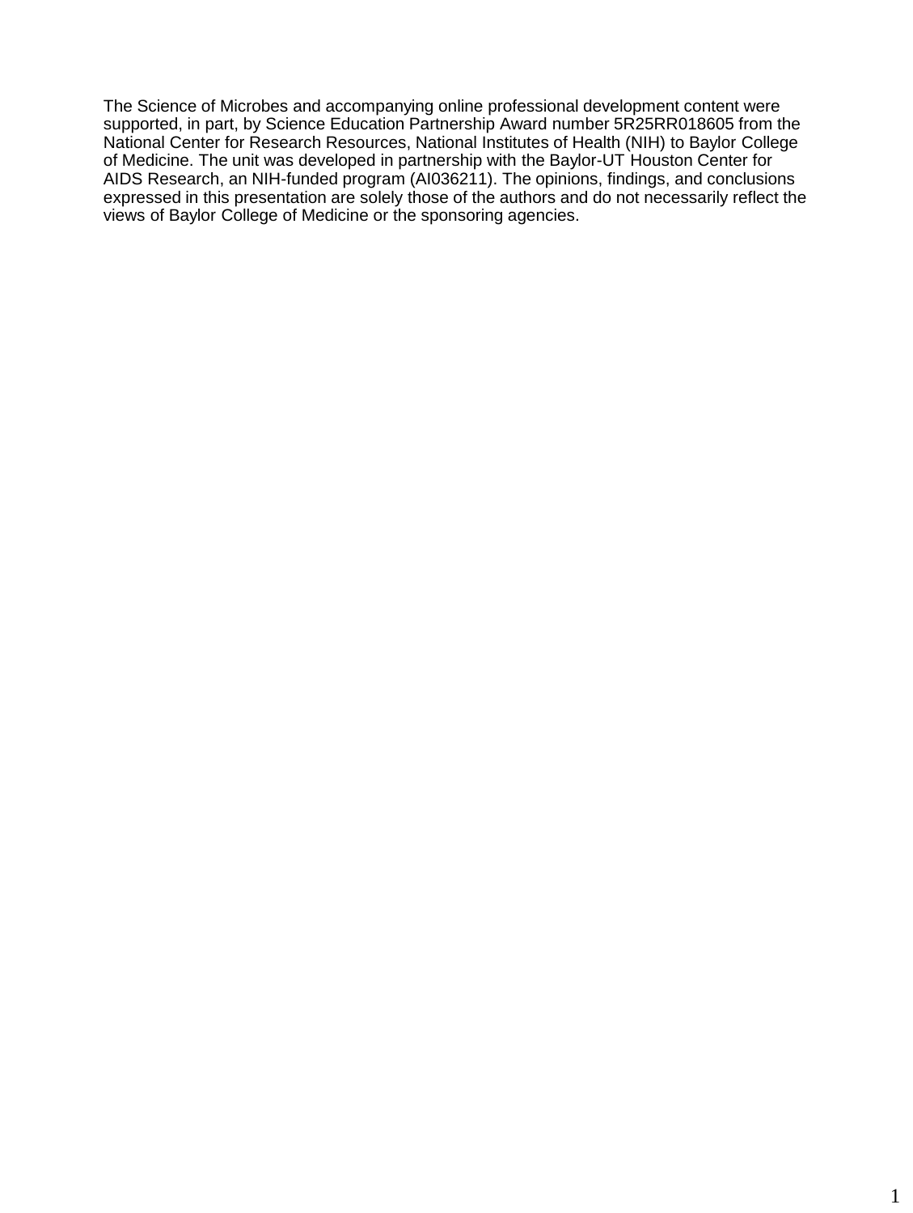The Science of Microbes and accompanying online professional development content were supported, in part, by Science Education Partnership Award number 5R25RR018605 from the National Center for Research Resources, National Institutes of Health (NIH) to Baylor College of Medicine. The unit was developed in partnership with the Baylor-UT Houston Center for AIDS Research, an NIH-funded program (AI036211). The opinions, findings, and conclusions expressed in this presentation are solely those of the authors and do not necessarily reflect the views of Baylor College of Medicine or the sponsoring agencies.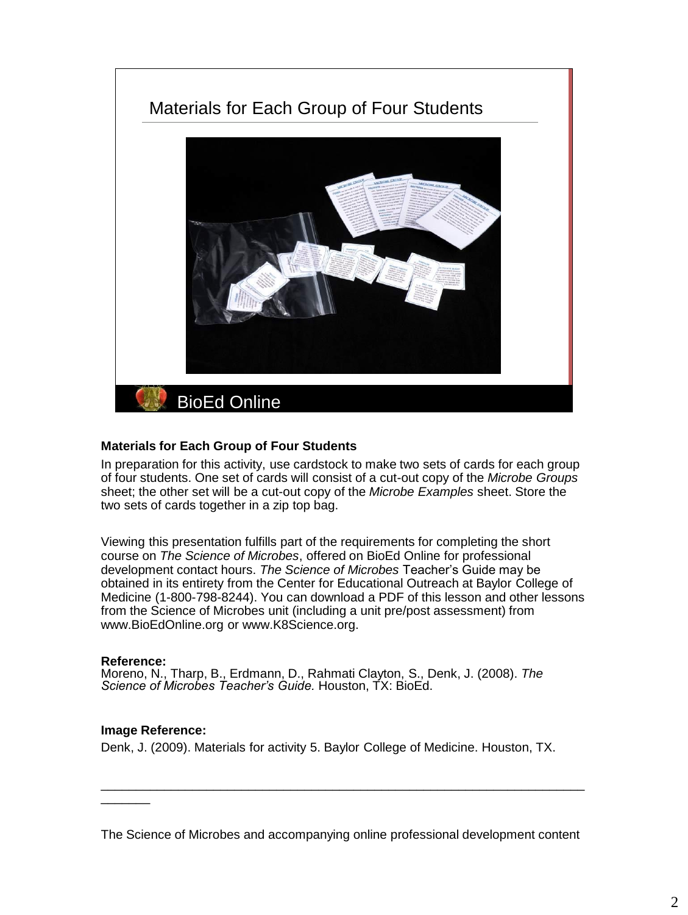Materials for Each Group of Four Students

BioEd Online

**Materials for Each Group of Four Students**

In preparation for this activity, use cardstock to make two sets of cards for each group of four students. One set of cards will consist of a cut-out copy of the *Microbe Groups* sheet; the other set will be a cut-out copy of the *Microbe Examples* sheet. Store the two sets of cards together in a zip top bag.

Viewing this presentation fulfills part of the requirements for completing the short course on *The Science of Microbes*, offered on BioEd Online for professional development contact hours. *The Science of Microbes* Teacher's Guide may be obtained in its entirety from the Center for Educational Outreach at Baylor College of Medicine (1-800-798-8244). You can download a PDF of this lesson and other lessons from the Science of Microbes unit (including a unit pre/post assessment) from www.BioEdOnline.org or www.K8Science.org.

**Reference:**
Moreno, N., Tharp, B., Erdmann, D., Rahmati Clayton, S., Denk, J. (2008). *The Science of Microbes Teacher's Guide.* Houston, TX: BioEd.

**Image Reference:**

Denk, J. (2009). Materials for activity 5. Baylor College of Medicine. Houston, TX.

---

The Science of Microbes and accompanying online professional development content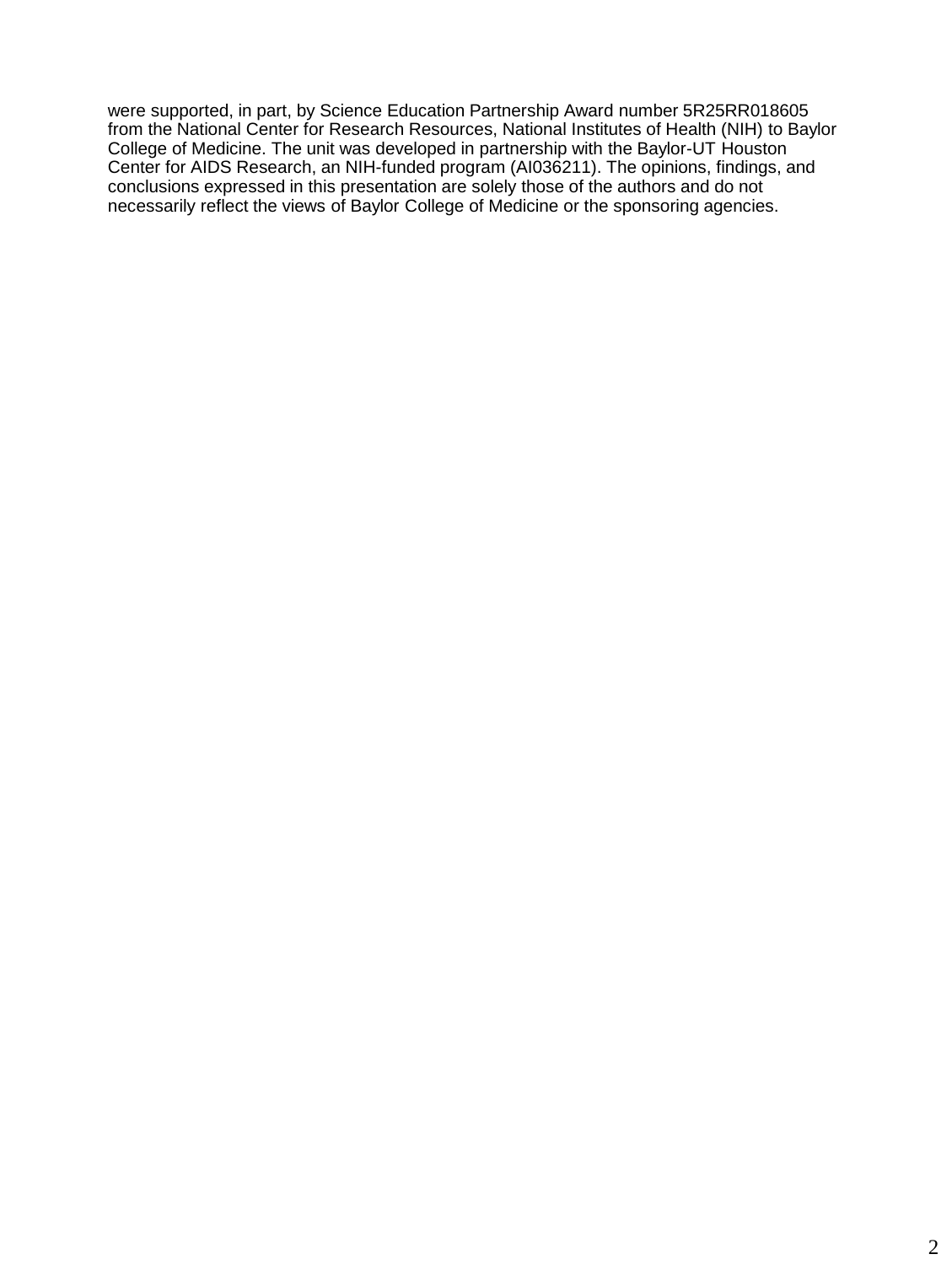were supported, in part, by Science Education Partnership Award number 5R25RR018605 from the National Center for Research Resources, National Institutes of Health (NIH) to Baylor College of Medicine. The unit was developed in partnership with the Baylor-UT Houston Center for AIDS Research, an NIH-funded program (AI036211). The opinions, findings, and conclusions expressed in this presentation are solely those of the authors and do not necessarily reflect the views of Baylor College of Medicine or the sponsoring agencies.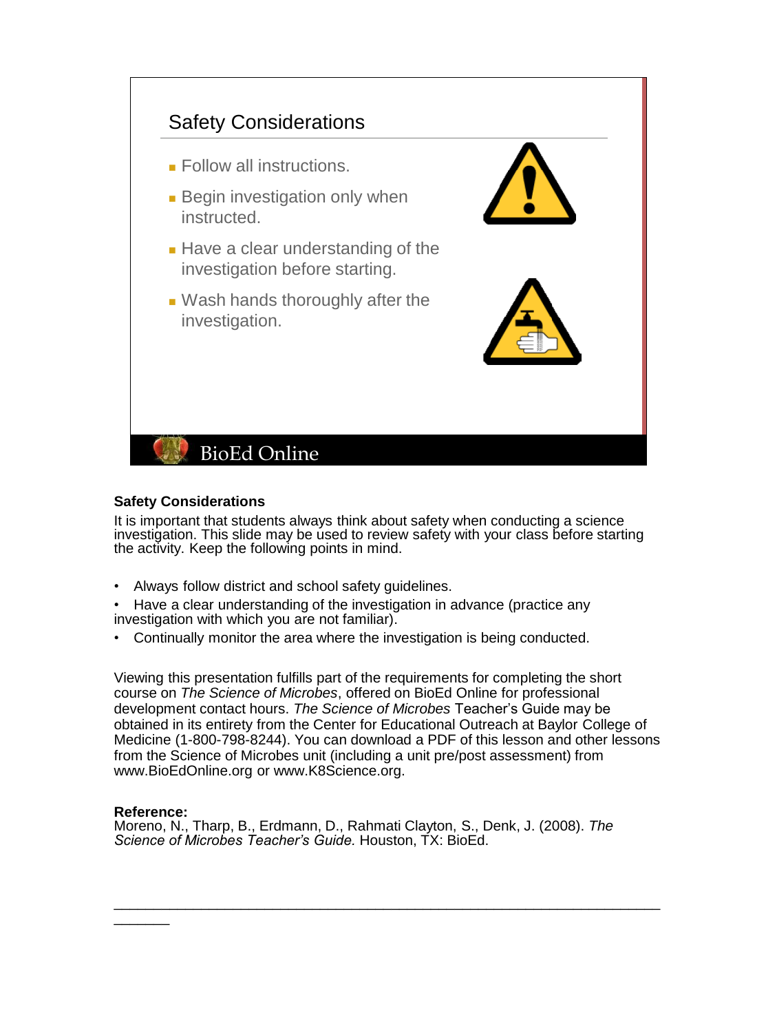## Safety Considerations

- Follow all instructions.
- Begin investigation only when instructed.
- Have a clear understanding of the investigation before starting.
- Wash hands thoroughly after the investigation.

BioEd Online

**Safety Considerations**

It is important that students always think about safety when conducting a science investigation. This slide may be used to review safety with your class before starting the activity. Keep the following points in mind.

- Always follow district and school safety guidelines.
- Have a clear understanding of the investigation in advance (practice any investigation with which you are not familiar).
- Continually monitor the area where the investigation is being conducted.

Viewing this presentation fulfills part of the requirements for completing the short course on *The Science of Microbes*, offered on BioEd Online for professional development contact hours. *The Science of Microbes* Teacher's Guide may be obtained in its entirety from the Center for Educational Outreach at Baylor College of Medicine (1-800-798-8244). You can download a PDF of this lesson and other lessons from the Science of Microbes unit (including a unit pre/post assessment) from www.BioEdOnline.org or www.K8Science.org.

**Reference:**
Moreno, N., Tharp, B., Erdmann, D., Rahmati Clayton, S., Denk, J. (2008). *The Science of Microbes Teacher's Guide.* Houston, TX: BioEd.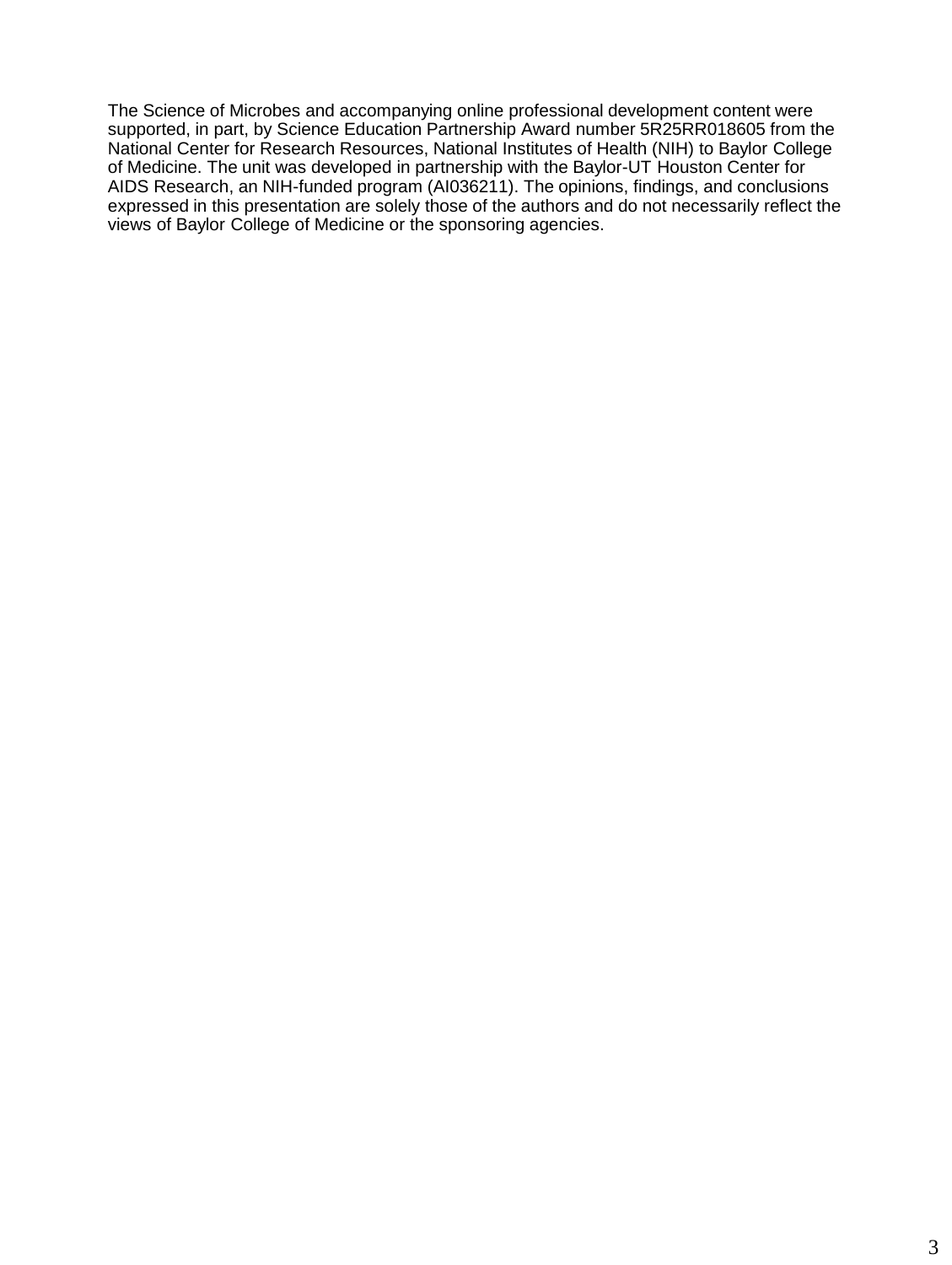The Science of Microbes and accompanying online professional development content were supported, in part, by Science Education Partnership Award number 5R25RR018605 from the National Center for Research Resources, National Institutes of Health (NIH) to Baylor College of Medicine. The unit was developed in partnership with the Baylor-UT Houston Center for AIDS Research, an NIH-funded program (AI036211). The opinions, findings, and conclusions expressed in this presentation are solely those of the authors and do not necessarily reflect the views of Baylor College of Medicine or the sponsoring agencies.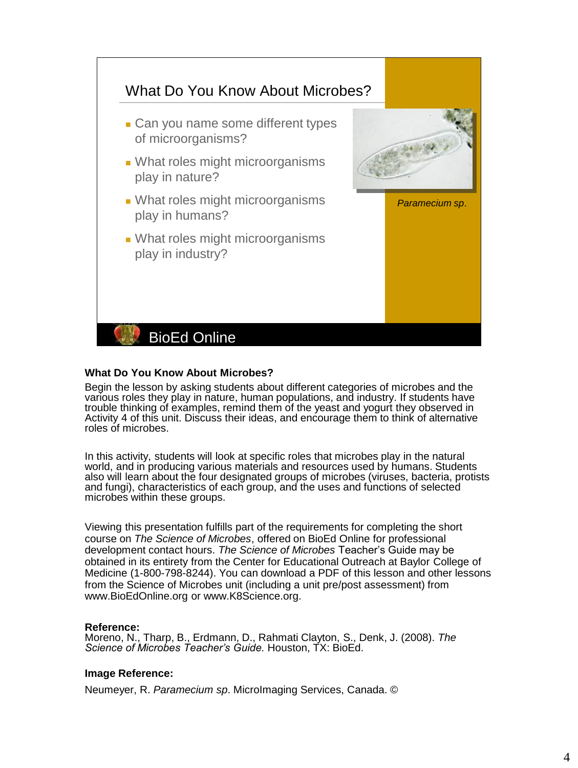## What Do You Know About Microbes?

- Can you name some different types of microorganisms?
- What roles might microorganisms play in nature?
- What roles might microorganisms play in humans?
- What roles might microorganisms play in industry?

*Paramecium sp*.

BioEd Online

**What Do You Know About Microbes?**

Begin the lesson by asking students about different categories of microbes and the various roles they play in nature, human populations, and industry. If students have trouble thinking of examples, remind them of the yeast and yogurt they observed in Activity 4 of this unit. Discuss their ideas, and encourage them to think of alternative roles of microbes.

In this activity, students will look at specific roles that microbes play in the natural world, and in producing various materials and resources used by humans. Students also will learn about the four designated groups of microbes (viruses, bacteria, protists and fungi), characteristics of each group, and the uses and functions of selected microbes within these groups.

Viewing this presentation fulfills part of the requirements for completing the short course on *The Science of Microbes*, offered on BioEd Online for professional development contact hours. *The Science of Microbes* Teacher's Guide may be obtained in its entirety from the Center for Educational Outreach at Baylor College of Medicine (1-800-798-8244). You can download a PDF of this lesson and other lessons from the Science of Microbes unit (including a unit pre/post assessment) from www.BioEdOnline.org or www.K8Science.org.

**Reference:**
Moreno, N., Tharp, B., Erdmann, D., Rahmati Clayton, S., Denk, J. (2008). *The Science of Microbes Teacher's Guide.* Houston, TX: BioEd.

**Image Reference:**

Neumeyer, R. *Paramecium sp*. MicroImaging Services, Canada. ©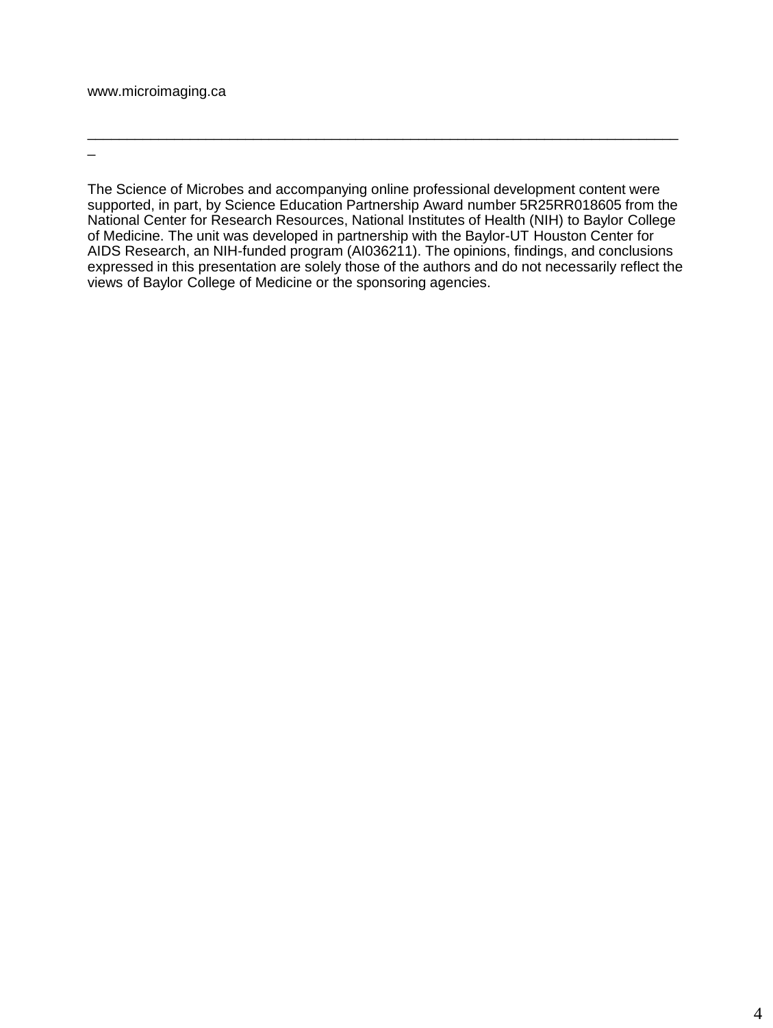www.microimaging.ca

---

The Science of Microbes and accompanying online professional development content were supported, in part, by Science Education Partnership Award number 5R25RR018605 from the National Center for Research Resources, National Institutes of Health (NIH) to Baylor College of Medicine. The unit was developed in partnership with the Baylor-UT Houston Center for AIDS Research, an NIH-funded program (AI036211). The opinions, findings, and conclusions expressed in this presentation are solely those of the authors and do not necessarily reflect the views of Baylor College of Medicine or the sponsoring agencies.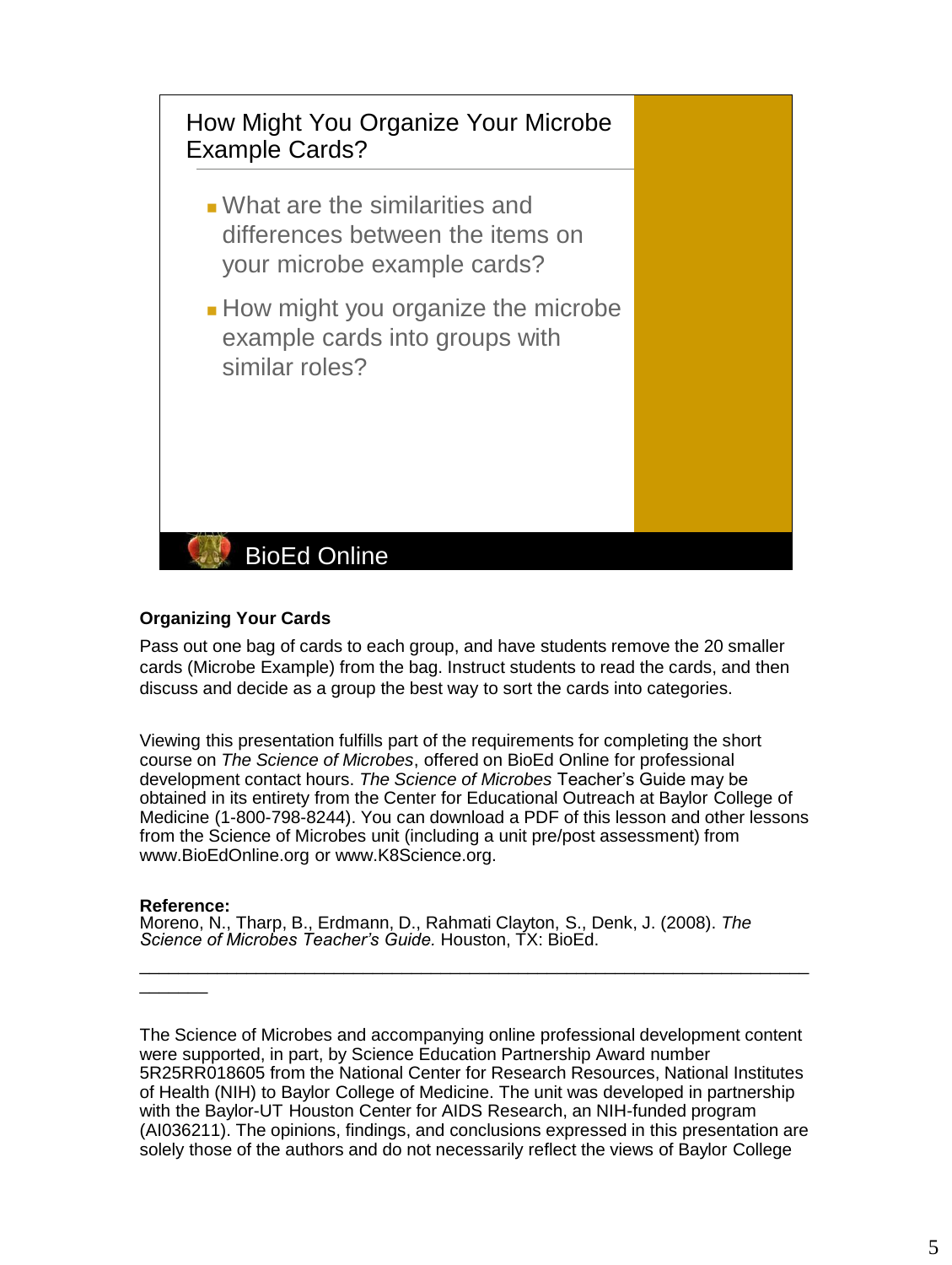## How Might You Organize Your Microbe Example Cards?

- What are the similarities and differences between the items on your microbe example cards?
- How might you organize the microbe example cards into groups with similar roles?

BioEd Online

**Organizing Your Cards**

Pass out one bag of cards to each group, and have students remove the 20 smaller cards (Microbe Example) from the bag. Instruct students to read the cards, and then discuss and decide as a group the best way to sort the cards into categories.

Viewing this presentation fulfills part of the requirements for completing the short course on *The Science of Microbes*, offered on BioEd Online for professional development contact hours. *The Science of Microbes* Teacher's Guide may be obtained in its entirety from the Center for Educational Outreach at Baylor College of Medicine (1-800-798-8244). You can download a PDF of this lesson and other lessons from the Science of Microbes unit (including a unit pre/post assessment) from www.BioEdOnline.org or www.K8Science.org.

**Reference:**
Moreno, N., Tharp, B., Erdmann, D., Rahmati Clayton, S., Denk, J. (2008). *The Science of Microbes Teacher's Guide.* Houston, TX: BioEd.

---

The Science of Microbes and accompanying online professional development content were supported, in part, by Science Education Partnership Award number 5R25RR018605 from the National Center for Research Resources, National Institutes of Health (NIH) to Baylor College of Medicine. The unit was developed in partnership with the Baylor-UT Houston Center for AIDS Research, an NIH-funded program (AI036211). The opinions, findings, and conclusions expressed in this presentation are solely those of the authors and do not necessarily reflect the views of Baylor College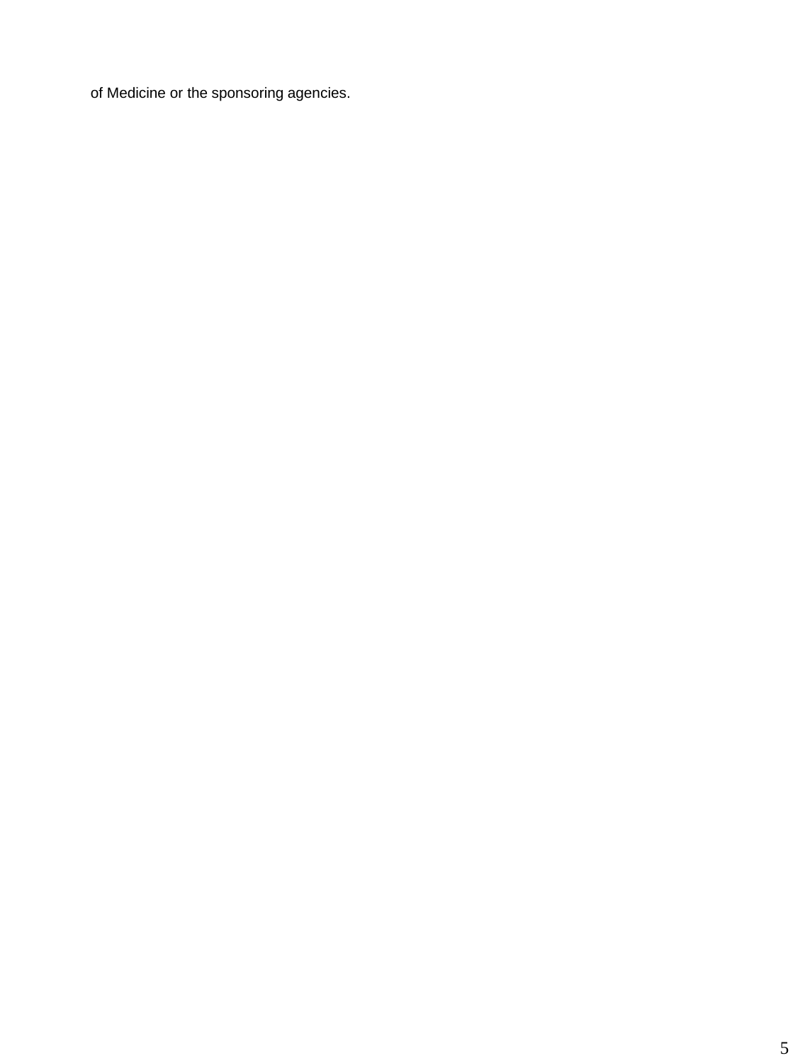of Medicine or the sponsoring agencies.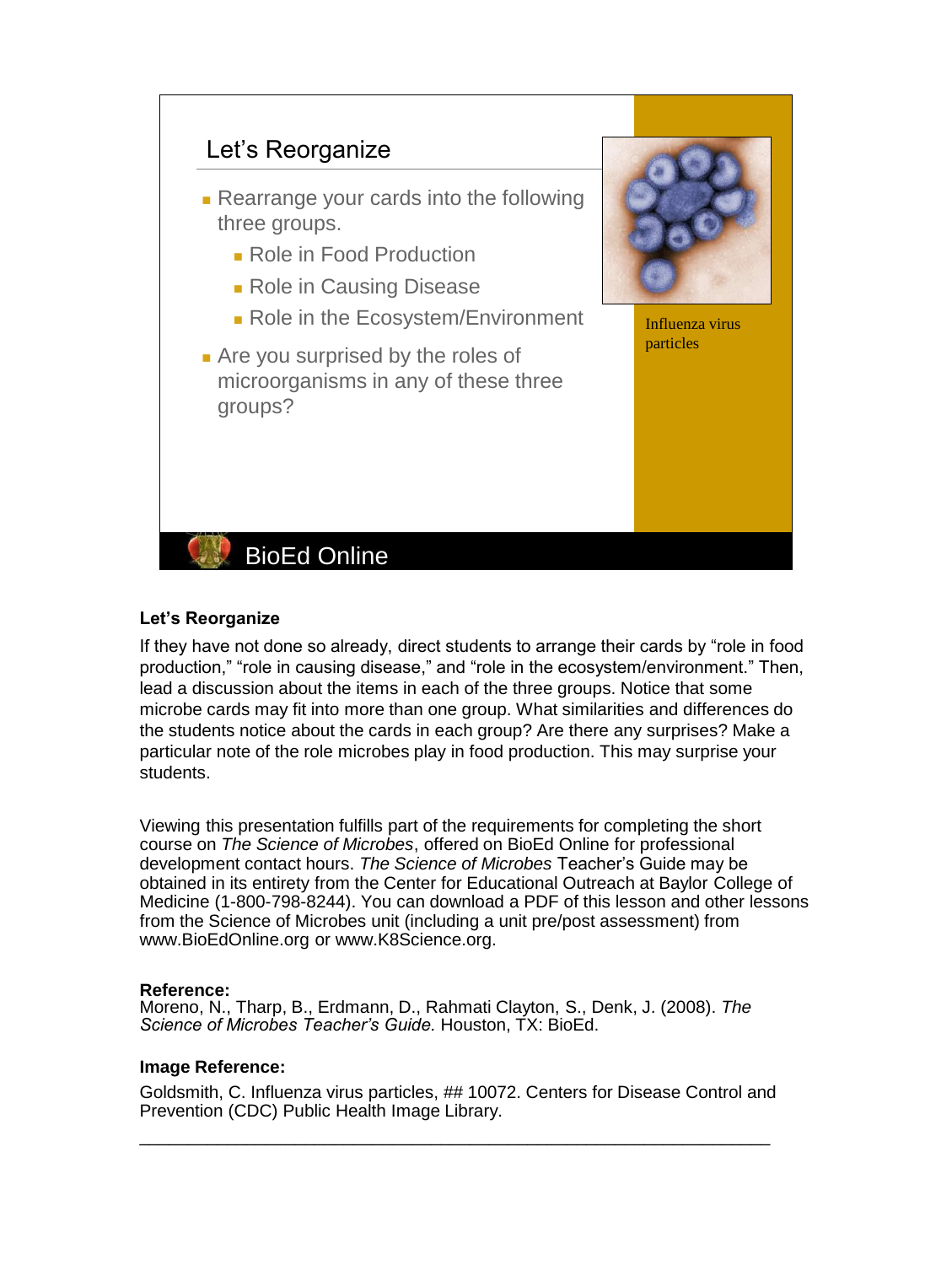## Let's Reorganize

- Rearrange your cards into the following three groups.
  - Role in Food Production
  - Role in Causing Disease
  - Role in the Ecosystem/Environment
- Are you surprised by the roles of microorganisms in any of these three groups?

Influenza virus particles

BioEd Online

**Let's Reorganize**

If they have not done so already, direct students to arrange their cards by "role in food production," "role in causing disease," and "role in the ecosystem/environment." Then, lead a discussion about the items in each of the three groups. Notice that some microbe cards may fit into more than one group. What similarities and differences do the students notice about the cards in each group? Are there any surprises? Make a particular note of the role microbes play in food production. This may surprise your students.

Viewing this presentation fulfills part of the requirements for completing the short course on *The Science of Microbes*, offered on BioEd Online for professional development contact hours. *The Science of Microbes* Teacher's Guide may be obtained in its entirety from the Center for Educational Outreach at Baylor College of Medicine (1-800-798-8244). You can download a PDF of this lesson and other lessons from the Science of Microbes unit (including a unit pre/post assessment) from www.BioEdOnline.org or www.K8Science.org.

**Reference:**
Moreno, N., Tharp, B., Erdmann, D., Rahmati Clayton, S., Denk, J. (2008). *The Science of Microbes Teacher's Guide.* Houston, TX: BioEd.

**Image Reference:**

Goldsmith, C. Influenza virus particles, ## 10072. Centers for Disease Control and Prevention (CDC) Public Health Image Library.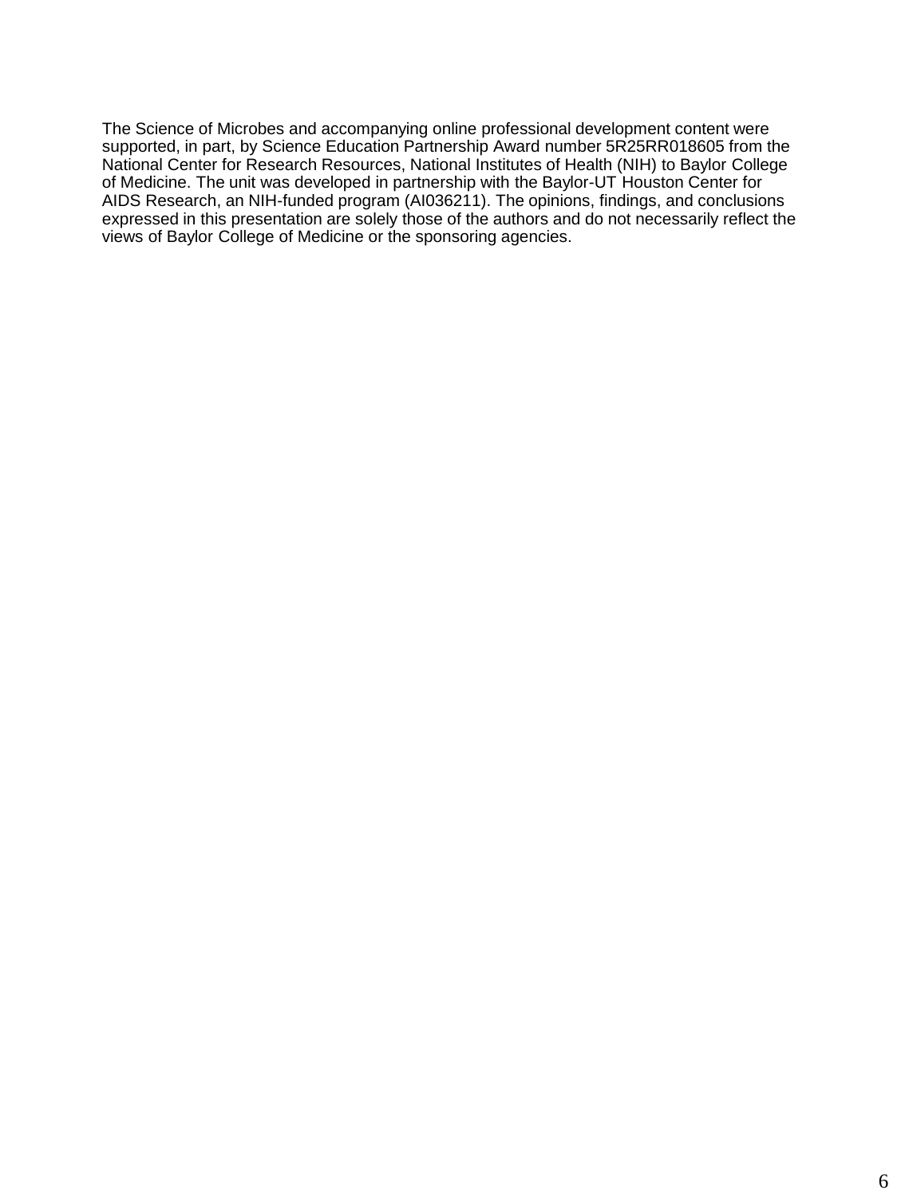The Science of Microbes and accompanying online professional development content were supported, in part, by Science Education Partnership Award number 5R25RR018605 from the National Center for Research Resources, National Institutes of Health (NIH) to Baylor College of Medicine. The unit was developed in partnership with the Baylor-UT Houston Center for AIDS Research, an NIH-funded program (AI036211). The opinions, findings, and conclusions expressed in this presentation are solely those of the authors and do not necessarily reflect the views of Baylor College of Medicine or the sponsoring agencies.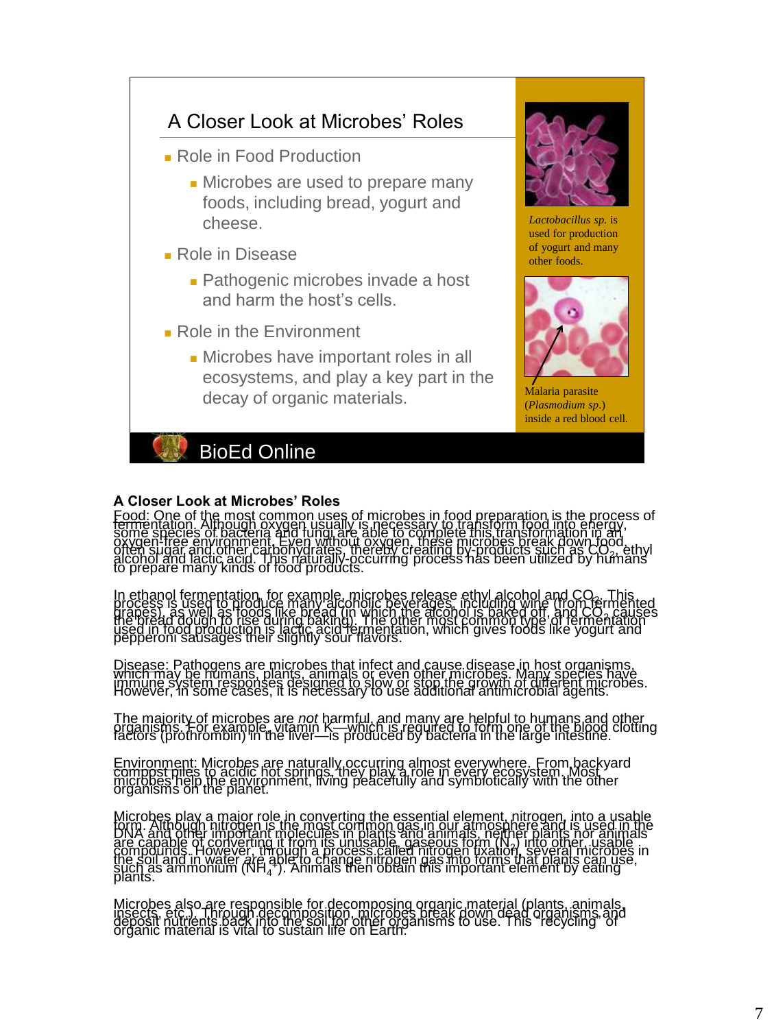## A Closer Look at Microbes' Roles

- Role in Food Production
  - Microbes are used to prepare many foods, including bread, yogurt and cheese.
- Role in Disease
  - Pathogenic microbes invade a host and harm the host's cells.
- Role in the Environment
  - Microbes have important roles in all ecosystems, and play a key part in the decay of organic materials.

*Lactobacillus sp.* is used for production of yogurt and many other foods.

Malaria parasite (*Plasmodium sp.*) inside a red blood cell.

BioEd Online

**A Closer Look at Microbes' Roles**

Food: One of the most common uses of microbes in food preparation is the process of fermentation. Although oxygen usually is necessary to transform food into energy, some species of bacteria and fungi are able to complete this transformation in an oxygen-free environment. Even without oxygen, these microbes break down food, often sugar and other carbohydrates, thereby creating by-products such as $CO_2$, ethyl alcohol and lactic acid. This naturally-occurring process has been utilized by humans to prepare many kinds of food products.

In ethanol fermentation, for example, microbes release ethyl alcohol and $CO_2$. This process is used to produce many alcoholic beverages, including wine (from fermented grapes), as well as foods like bread (in which the alcohol is baked off, and $CO_2$ causes the bread dough to rise during baking). The other most common type of fermentation used in food production is lactic acid fermentation, which gives foods like yogurt and pepperoni sausages their slightly sour flavors.

Disease: Pathogens are microbes that infect and cause disease in host organisms, which may be humans, plants, animals or even other microbes. Many species have immune system responses designed to slow or stop the growth of different microbes. However, in some cases, it is necessary to use additional antimicrobial agents.

The majority of microbes are *not* harmful, and many are helpful to humans and other organisms. For example, vitamin K—which is required to form one of the blood clotting factors (prothrombin) in the liver—is produced by bacteria in the large intestine.

Environment: Microbes are naturally occurring almost everywhere. From backyard compost piles to acidic hot springs, they play a role in every ecosystem. Most microbes help the environment, living peacefully and symbiotically with the other organisms on the planet.

Microbes play a major role in converting the essential element, nitrogen, into a usable form. Although nitrogen is the most common gas in our atmosphere and is used in the DNA and other important molecules in plants and animals, neither plants nor animals are capable of converting it from its unusable, gaseous form ($N_2$) into other, usable compounds. However, through a process called nitrogen fixation, several microbes in the soil and in water *are* able to change nitrogen gas into forms that plants can use, such as ammonium ($NH_4^+$). Animals then obtain this important element by eating plants.

Microbes also are responsible for decomposing organic material (plants, animals, insects, etc.). Through decomposition, microbes break down dead organisms and deposit nutrients back into the soil for other organisms to use. This "recycling" of organic material is vital to sustain life on Earth.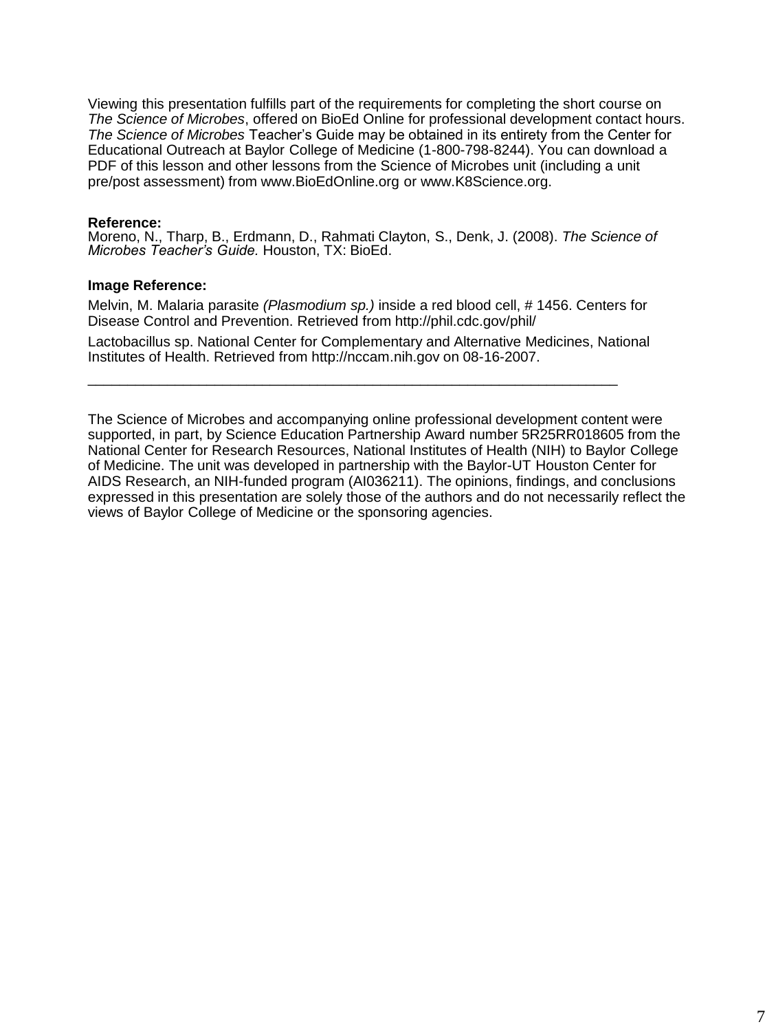Viewing this presentation fulfills part of the requirements for completing the short course on *The Science of Microbes*, offered on BioEd Online for professional development contact hours. *The Science of Microbes* Teacher's Guide may be obtained in its entirety from the Center for Educational Outreach at Baylor College of Medicine (1-800-798-8244). You can download a PDF of this lesson and other lessons from the Science of Microbes unit (including a unit pre/post assessment) from www.BioEdOnline.org or www.K8Science.org.

**Reference:**
Moreno, N., Tharp, B., Erdmann, D., Rahmati Clayton, S., Denk, J. (2008). *The Science of Microbes Teacher's Guide.* Houston, TX: BioEd.

**Image Reference:**

Melvin, M. Malaria parasite *(Plasmodium sp.)* inside a red blood cell, # 1456. Centers for Disease Control and Prevention. Retrieved from http://phil.cdc.gov/phil/

Lactobacillus sp. National Center for Complementary and Alternative Medicines, National Institutes of Health. Retrieved from http://nccam.nih.gov on 08-16-2007.

---

The Science of Microbes and accompanying online professional development content were supported, in part, by Science Education Partnership Award number 5R25RR018605 from the National Center for Research Resources, National Institutes of Health (NIH) to Baylor College of Medicine. The unit was developed in partnership with the Baylor-UT Houston Center for AIDS Research, an NIH-funded program (AI036211). The opinions, findings, and conclusions expressed in this presentation are solely those of the authors and do not necessarily reflect the views of Baylor College of Medicine or the sponsoring agencies.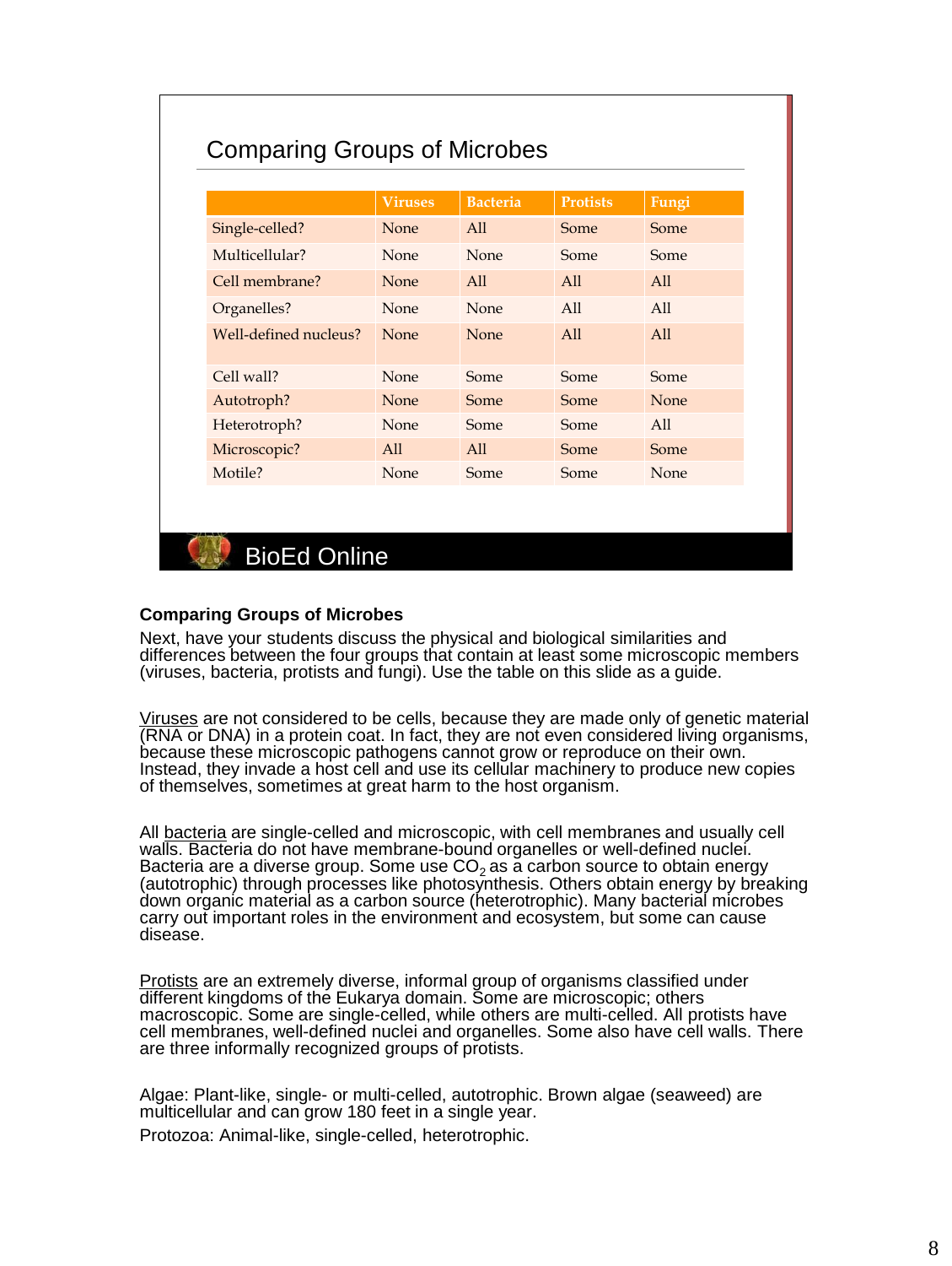## Comparing Groups of Microbes

| | Viruses | Bacteria | Protists | Fungi |
|---|---|---|---|---|
| Single-celled? | None | All | Some | Some |
| Multicellular? | None | None | Some | Some |
| Cell membrane? | None | All | All | All |
| Organelles? | None | None | All | All |
| Well-defined nucleus? | None | None | All | All |
| Cell wall? | None | Some | Some | Some |
| Autotroph? | None | Some | Some | None |
| Heterotroph? | None | Some | Some | All |
| Microscopic? | All | All | Some | Some |
| Motile? | None | Some | Some | None |

BioEd Online

### Comparing Groups of Microbes

Next, have your students discuss the physical and biological similarities and differences between the four groups that contain at least some microscopic members (viruses, bacteria, protists and fungi). Use the table on this slide as a guide.

Viruses are not considered to be cells, because they are made only of genetic material (RNA or DNA) in a protein coat. In fact, they are not even considered living organisms, because these microscopic pathogens cannot grow or reproduce on their own. Instead, they invade a host cell and use its cellular machinery to produce new copies of themselves, sometimes at great harm to the host organism.

All bacteria are single-celled and microscopic, with cell membranes and usually cell walls. Bacteria do not have membrane-bound organelles or well-defined nuclei. Bacteria are a diverse group. Some use $CO_2$ as a carbon source to obtain energy (autotrophic) through processes like photosynthesis. Others obtain energy by breaking down organic material as a carbon source (heterotrophic). Many bacterial microbes carry out important roles in the environment and ecosystem, but some can cause disease.

Protists are an extremely diverse, informal group of organisms classified under different kingdoms of the Eukarya domain. Some are microscopic; others macroscopic. Some are single-celled, while others are multi-celled. All protists have cell membranes, well-defined nuclei and organelles. Some also have cell walls. There are three informally recognized groups of protists.

Algae: Plant-like, single- or multi-celled, autotrophic. Brown algae (seaweed) are multicellular and can grow 180 feet in a single year.

Protozoa: Animal-like, single-celled, heterotrophic.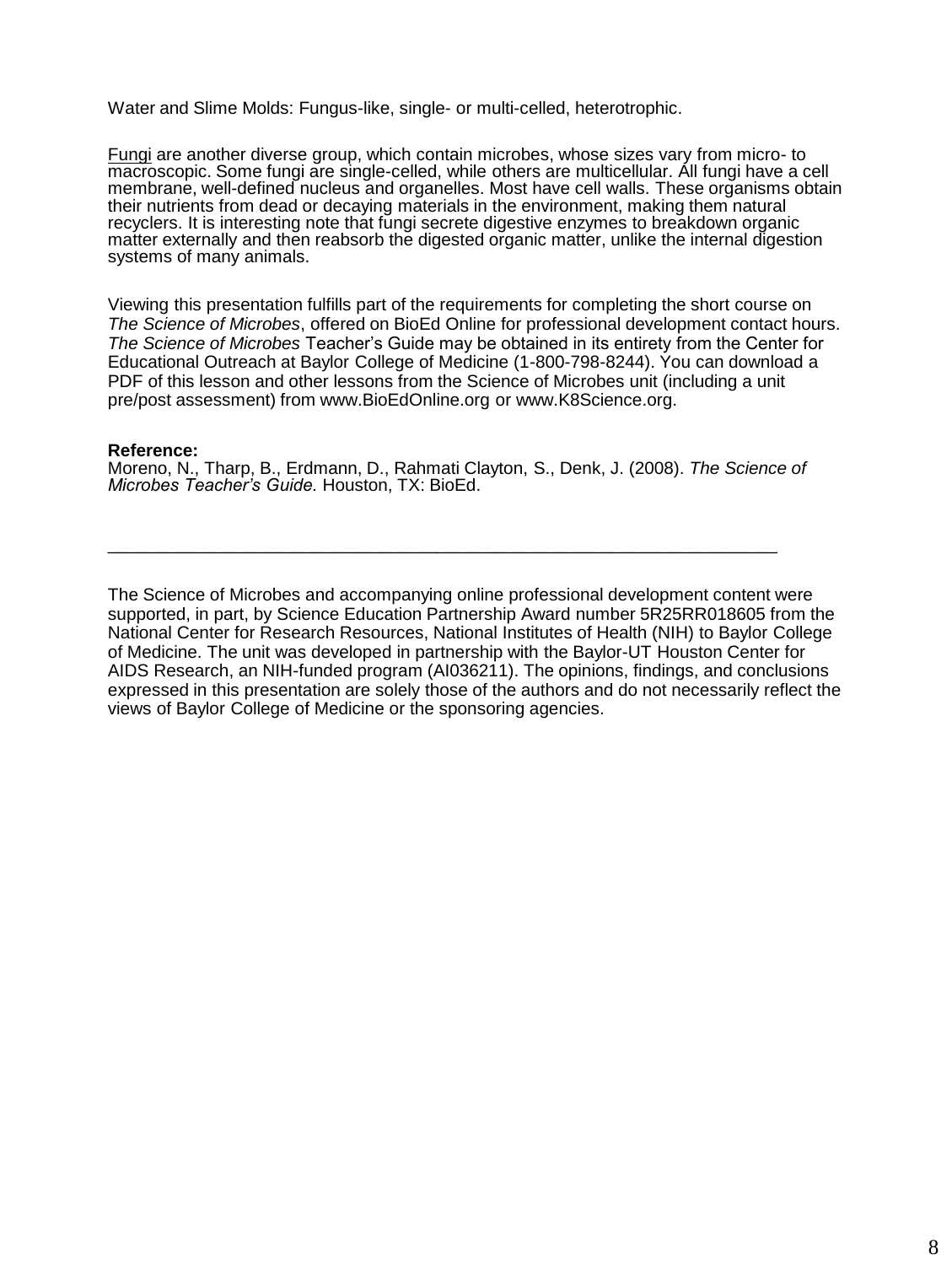Water and Slime Molds: Fungus-like, single- or multi-celled, heterotrophic.

Fungi are another diverse group, which contain microbes, whose sizes vary from micro- to macroscopic. Some fungi are single-celled, while others are multicellular. All fungi have a cell membrane, well-defined nucleus and organelles. Most have cell walls. These organisms obtain their nutrients from dead or decaying materials in the environment, making them natural recyclers. It is interesting note that fungi secrete digestive enzymes to breakdown organic matter externally and then reabsorb the digested organic matter, unlike the internal digestion systems of many animals.

Viewing this presentation fulfills part of the requirements for completing the short course on *The Science of Microbes*, offered on BioEd Online for professional development contact hours. *The Science of Microbes* Teacher's Guide may be obtained in its entirety from the Center for Educational Outreach at Baylor College of Medicine (1-800-798-8244). You can download a PDF of this lesson and other lessons from the Science of Microbes unit (including a unit pre/post assessment) from www.BioEdOnline.org or www.K8Science.org.

**Reference:**
Moreno, N., Tharp, B., Erdmann, D., Rahmati Clayton, S., Denk, J. (2008). *The Science of Microbes Teacher's Guide.* Houston, TX: BioEd.

---

The Science of Microbes and accompanying online professional development content were supported, in part, by Science Education Partnership Award number 5R25RR018605 from the National Center for Research Resources, National Institutes of Health (NIH) to Baylor College of Medicine. The unit was developed in partnership with the Baylor-UT Houston Center for AIDS Research, an NIH-funded program (AI036211). The opinions, findings, and conclusions expressed in this presentation are solely those of the authors and do not necessarily reflect the views of Baylor College of Medicine or the sponsoring agencies.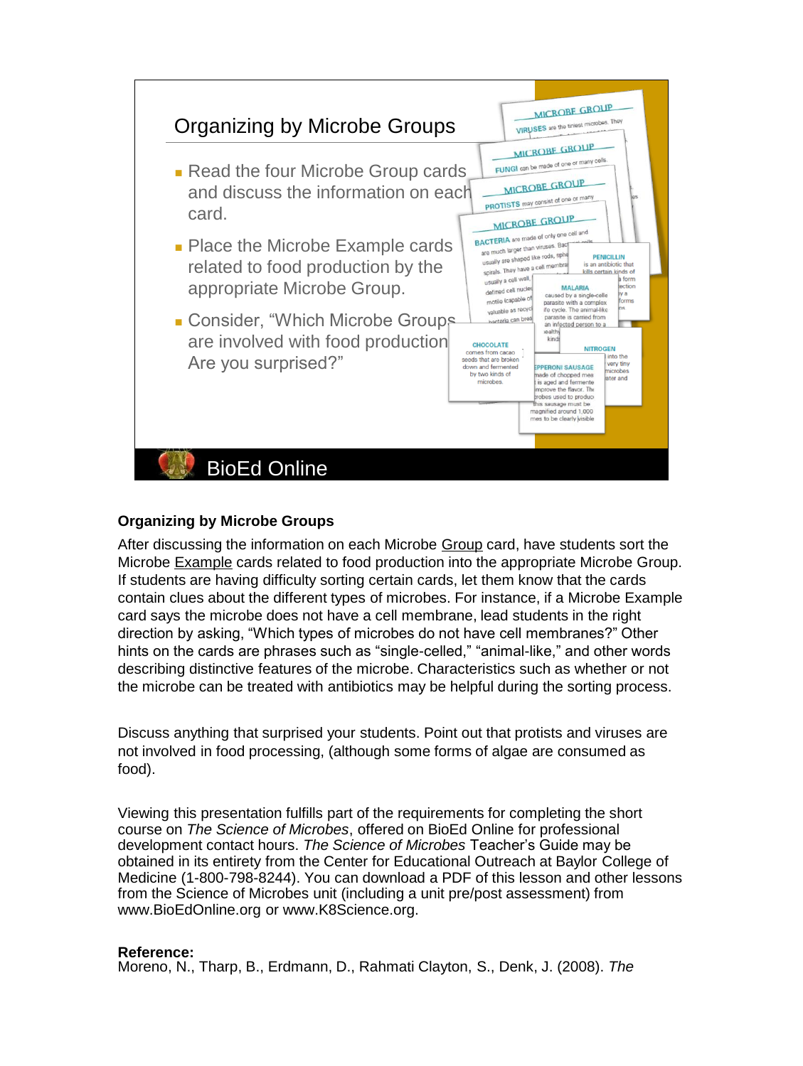## Organizing by Microbe Groups

- Read the four Microbe Group cards and discuss the information on each card.
- Place the Microbe Example cards related to food production by the appropriate Microbe Group.
- Consider, "Which Microbe Groups are involved with food production? Are you surprised?"

BioEd Online

**Organizing by Microbe Groups**

After discussing the information on each Microbe Group card, have students sort the Microbe Example cards related to food production into the appropriate Microbe Group. If students are having difficulty sorting certain cards, let them know that the cards contain clues about the different types of microbes. For instance, if a Microbe Example card says the microbe does not have a cell membrane, lead students in the right direction by asking, "Which types of microbes do not have cell membranes?" Other hints on the cards are phrases such as "single-celled," "animal-like," and other words describing distinctive features of the microbe. Characteristics such as whether or not the microbe can be treated with antibiotics may be helpful during the sorting process.

Discuss anything that surprised your students. Point out that protists and viruses are not involved in food processing, (although some forms of algae are consumed as food).

Viewing this presentation fulfills part of the requirements for completing the short course on *The Science of Microbes*, offered on BioEd Online for professional development contact hours. *The Science of Microbes* Teacher's Guide may be obtained in its entirety from the Center for Educational Outreach at Baylor College of Medicine (1-800-798-8244). You can download a PDF of this lesson and other lessons from the Science of Microbes unit (including a unit pre/post assessment) from www.BioEdOnline.org or www.K8Science.org.

**Reference:**
Moreno, N., Tharp, B., Erdmann, D., Rahmati Clayton, S., Denk, J. (2008). *The*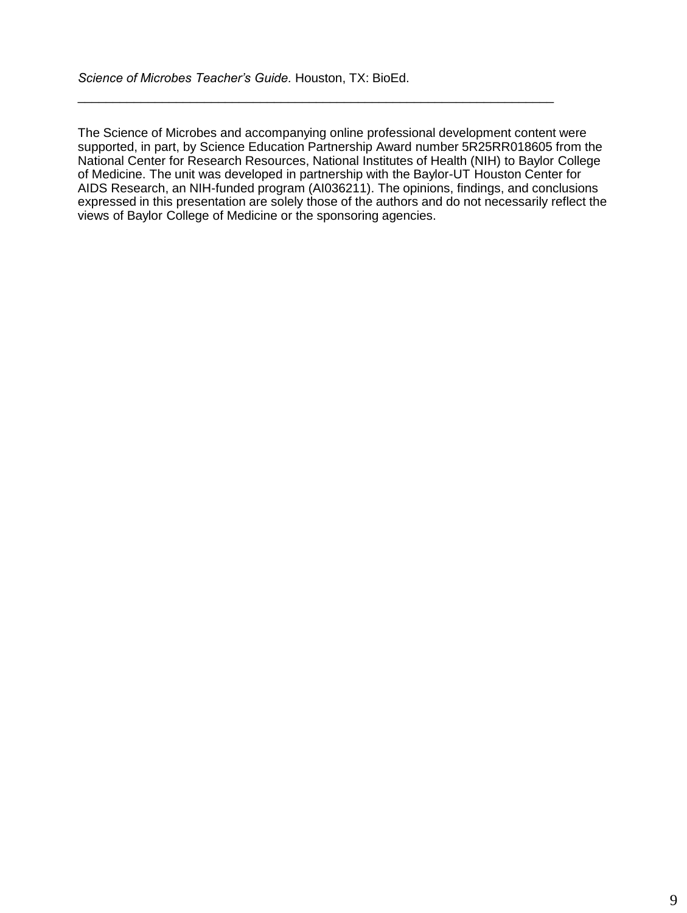*Science of Microbes Teacher's Guide.* Houston, TX: BioEd.

---

The Science of Microbes and accompanying online professional development content were supported, in part, by Science Education Partnership Award number 5R25RR018605 from the National Center for Research Resources, National Institutes of Health (NIH) to Baylor College of Medicine. The unit was developed in partnership with the Baylor-UT Houston Center for AIDS Research, an NIH-funded program (AI036211). The opinions, findings, and conclusions expressed in this presentation are solely those of the authors and do not necessarily reflect the views of Baylor College of Medicine or the sponsoring agencies.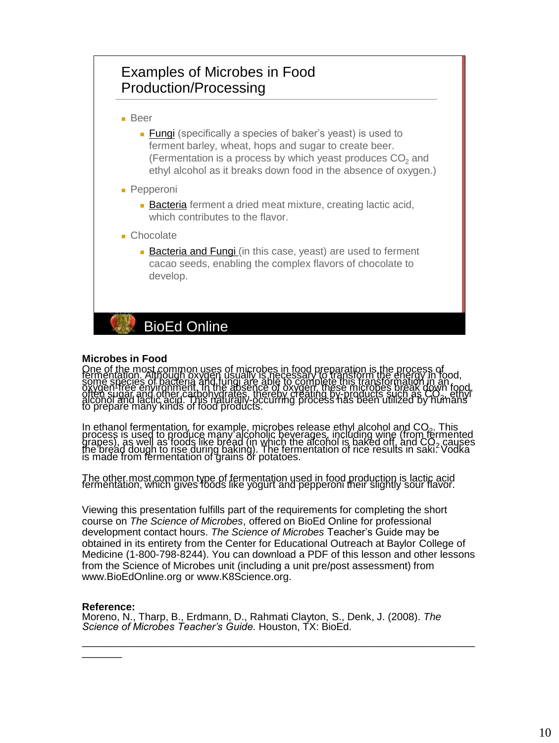## Examples of Microbes in Food Production/Processing

- Beer
  - Fungi (specifically a species of baker's yeast) is used to ferment barley, wheat, hops and sugar to create beer. (Fermentation is a process by which yeast produces $CO_2$ and ethyl alcohol as it breaks down food in the absence of oxygen.)
- Pepperoni
  - Bacteria ferment a dried meat mixture, creating lactic acid, which contributes to the flavor.
- Chocolate
  - Bacteria and Fungi (in this case, yeast) are used to ferment cacao seeds, enabling the complex flavors of chocolate to develop.

BioEd Online

**Microbes in Food**

One of the most common uses of microbes in food preparation is the process of fermentation. Although oxygen usually is necessary to transform the energy in food, some species of bacteria and fungi are able to complete this transformation in an oxygen-free environment. In the absence of oxygen, these microbes break down food, often sugar and other carbohydrates, thereby creating by-products such as $CO_2$, ethyl alcohol and lactic acid. This naturally-occurring process has been utilized by humans to prepare many kinds of food products.

In ethanol fermentation, for example, microbes release ethyl alcohol and $CO_2$. This process is used to produce many alcoholic beverages, including wine (from fermented grapes), as well as foods like bread (in which the alcohol is baked off, and $CO_2$ causes the bread dough to rise during baking). The fermentation of rice results in saki. Vodka is made from fermentation of grains or potatoes.

The other most common type of fermentation used in food production is lactic acid fermentation, which gives foods like yogurt and pepperoni their slightly sour flavor.

Viewing this presentation fulfills part of the requirements for completing the short course on *The Science of Microbes*, offered on BioEd Online for professional development contact hours. *The Science of Microbes* Teacher's Guide may be obtained in its entirety from the Center for Educational Outreach at Baylor College of Medicine (1-800-798-8244). You can download a PDF of this lesson and other lessons from the Science of Microbes unit (including a unit pre/post assessment) from www.BioEdOnline.org or www.K8Science.org.

**Reference:**
Moreno, N., Tharp, B., Erdmann, D., Rahmati Clayton, S., Denk, J. (2008). *The Science of Microbes Teacher's Guide.* Houston, TX: BioEd.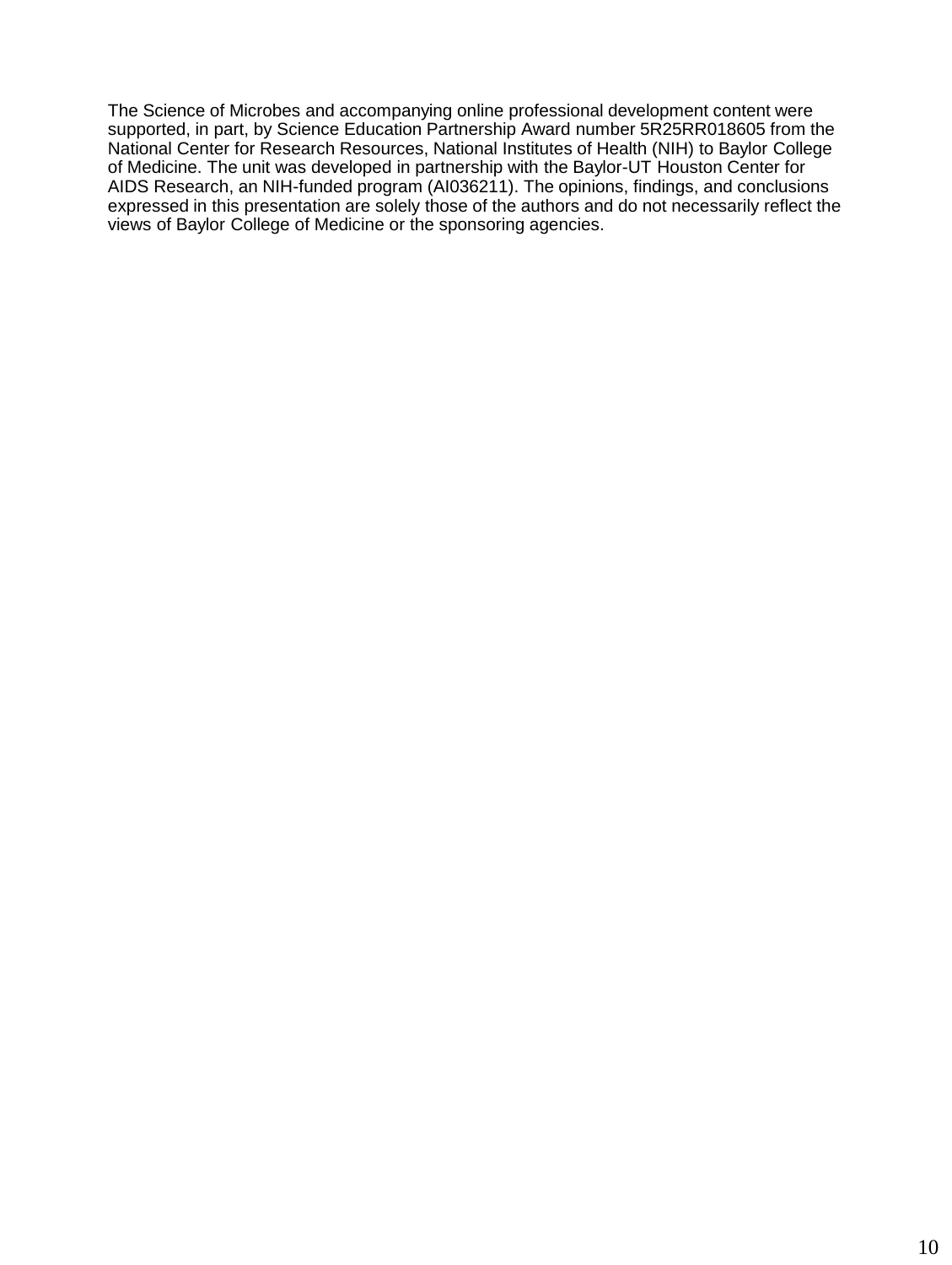The Science of Microbes and accompanying online professional development content were supported, in part, by Science Education Partnership Award number 5R25RR018605 from the National Center for Research Resources, National Institutes of Health (NIH) to Baylor College of Medicine. The unit was developed in partnership with the Baylor-UT Houston Center for AIDS Research, an NIH-funded program (AI036211). The opinions, findings, and conclusions expressed in this presentation are solely those of the authors and do not necessarily reflect the views of Baylor College of Medicine or the sponsoring agencies.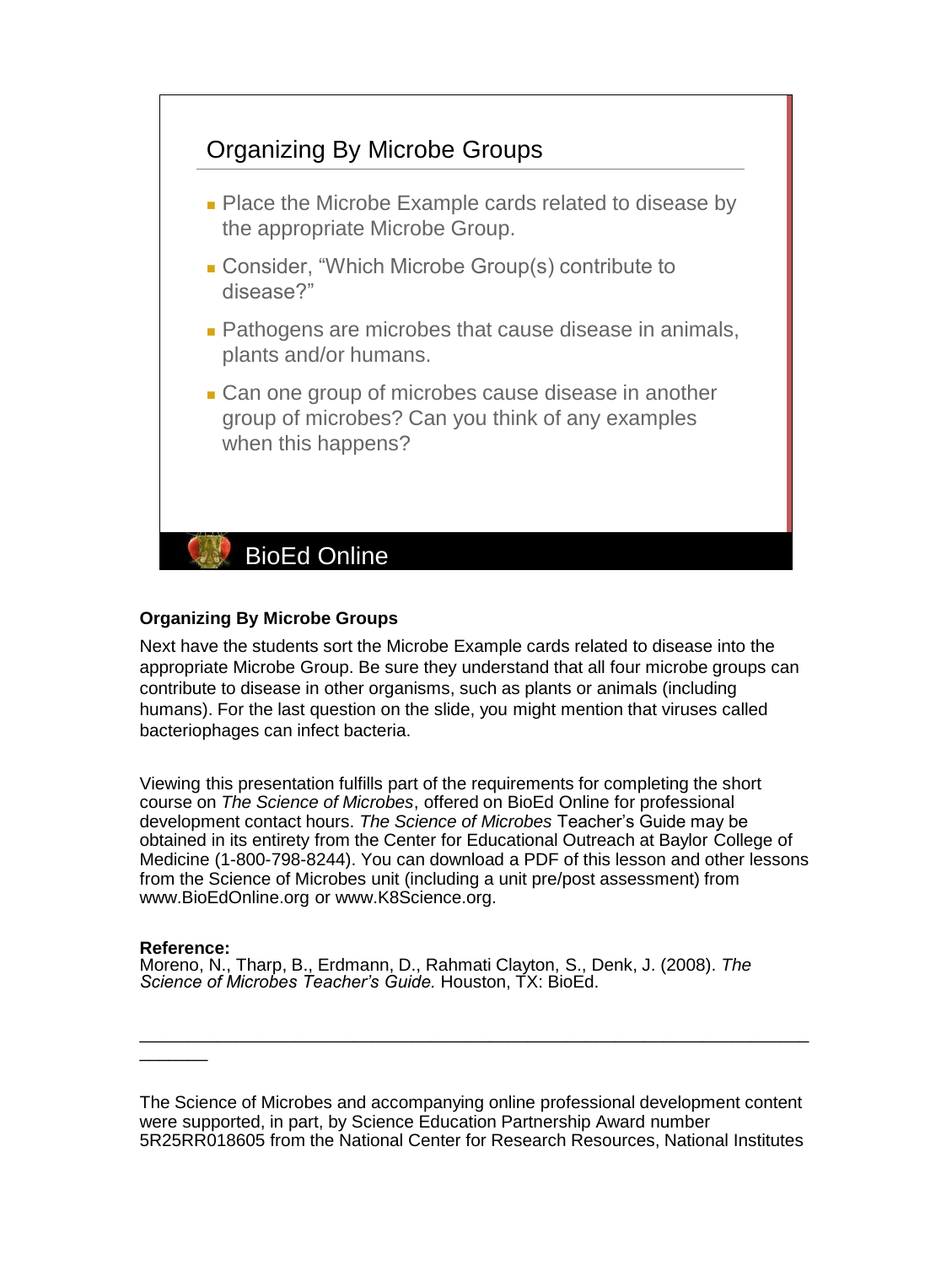## Organizing By Microbe Groups

- Place the Microbe Example cards related to disease by the appropriate Microbe Group.
- Consider, "Which Microbe Group(s) contribute to disease?"
- Pathogens are microbes that cause disease in animals, plants and/or humans.
- Can one group of microbes cause disease in another group of microbes? Can you think of any examples when this happens?

BioEd Online

**Organizing By Microbe Groups**

Next have the students sort the Microbe Example cards related to disease into the appropriate Microbe Group. Be sure they understand that all four microbe groups can contribute to disease in other organisms, such as plants or animals (including humans). For the last question on the slide, you might mention that viruses called bacteriophages can infect bacteria.

Viewing this presentation fulfills part of the requirements for completing the short course on *The Science of Microbes*, offered on BioEd Online for professional development contact hours. *The Science of Microbes* Teacher's Guide may be obtained in its entirety from the Center for Educational Outreach at Baylor College of Medicine (1-800-798-8244). You can download a PDF of this lesson and other lessons from the Science of Microbes unit (including a unit pre/post assessment) from www.BioEdOnline.org or www.K8Science.org.

**Reference:**
Moreno, N., Tharp, B., Erdmann, D., Rahmati Clayton, S., Denk, J. (2008). *The Science of Microbes Teacher's Guide.* Houston, TX: BioEd.

---

The Science of Microbes and accompanying online professional development content were supported, in part, by Science Education Partnership Award number 5R25RR018605 from the National Center for Research Resources, National Institutes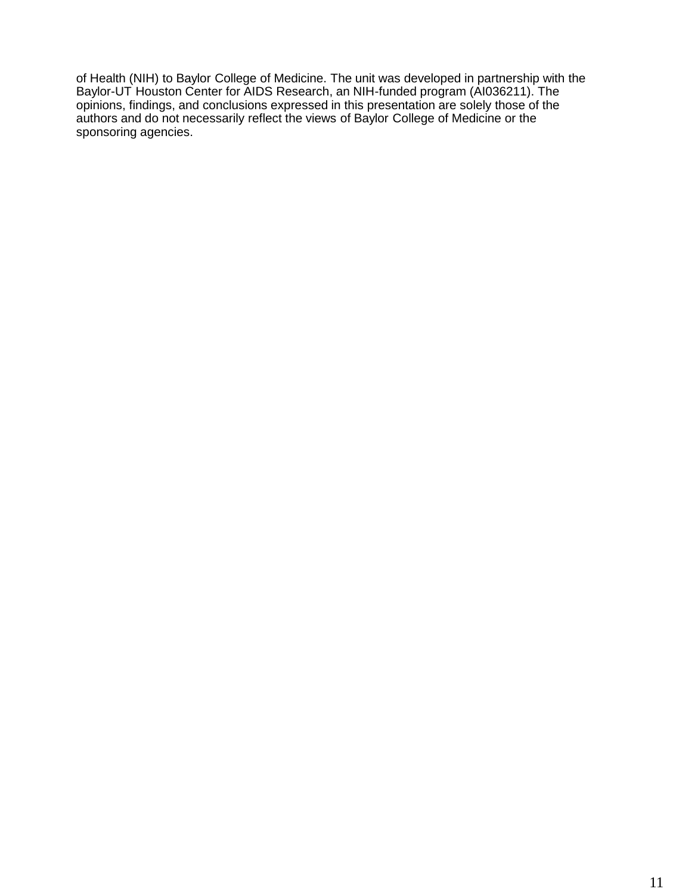of Health (NIH) to Baylor College of Medicine. The unit was developed in partnership with the Baylor-UT Houston Center for AIDS Research, an NIH-funded program (AI036211). The opinions, findings, and conclusions expressed in this presentation are solely those of the authors and do not necessarily reflect the views of Baylor College of Medicine or the sponsoring agencies.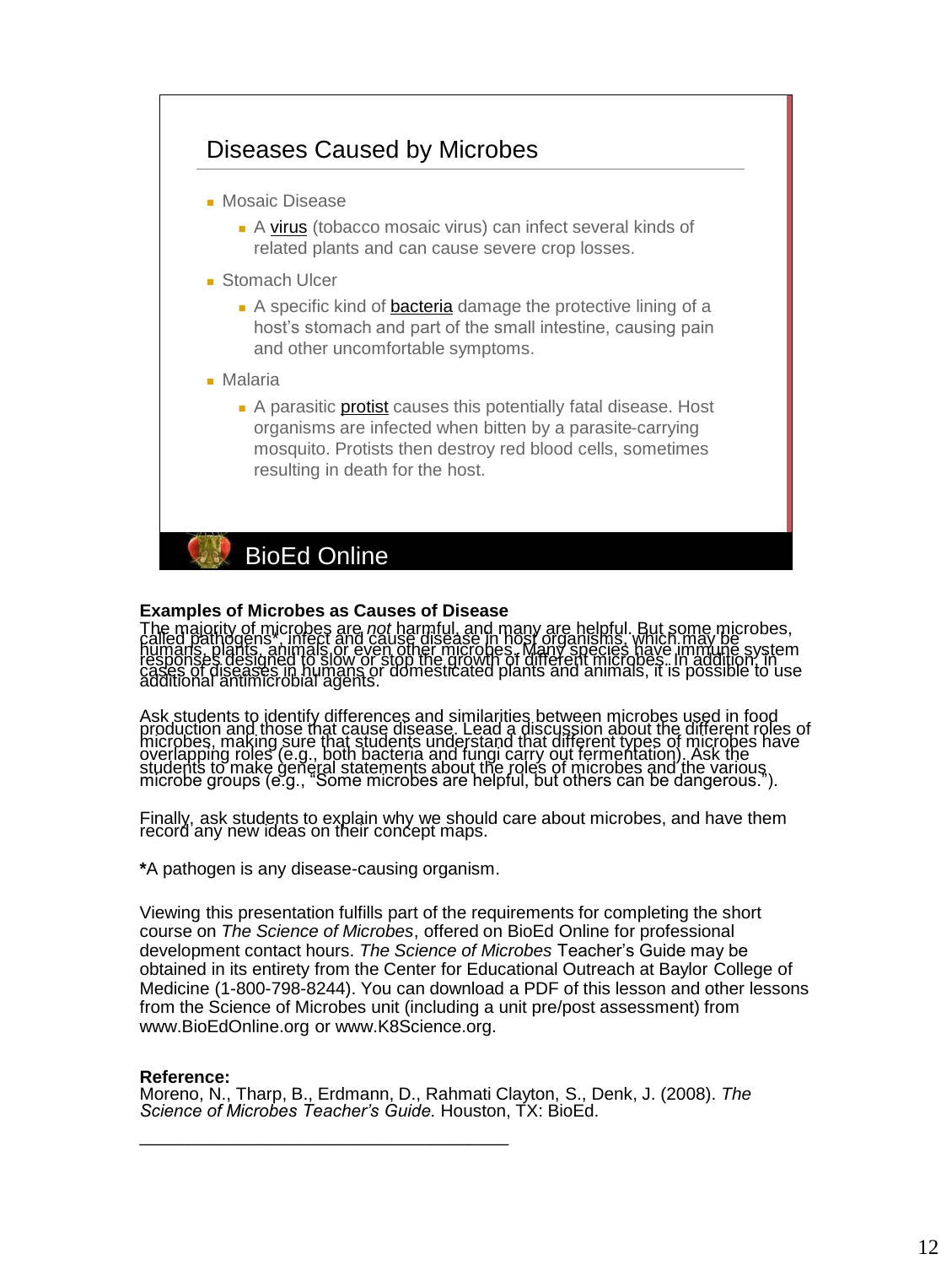## Diseases Caused by Microbes

- Mosaic Disease
  - A virus (tobacco mosaic virus) can infect several kinds of related plants and can cause severe crop losses.
- Stomach Ulcer
  - A specific kind of bacteria damage the protective lining of a host's stomach and part of the small intestine, causing pain and other uncomfortable symptoms.
- Malaria
  - A parasitic protist causes this potentially fatal disease. Host organisms are infected when bitten by a parasite-carrying mosquito. Protists then destroy red blood cells, sometimes resulting in death for the host.

BioEd Online

**Examples of Microbes as Causes of Disease**

The majority of microbes are *not* harmful, and many are helpful. But some microbes, called pathogens*, infect and cause disease in host organisms, which may be humans, plants, animals or even other microbes. Many species have immune system responses designed to slow or stop the growth of different microbes. In addition, in cases of diseases in humans or domesticated plants and animals, it is possible to use additional antimicrobial agents.

Ask students to identify differences and similarities between microbes used in food production and those that cause disease. Lead a discussion about the different roles of microbes, making sure that students understand that different types of microbes have overlapping roles (e.g., both bacteria and fungi carry out fermentation). Ask the students to make general statements about the roles of microbes and the various microbe groups (e.g., "Some microbes are helpful, but others can be dangerous.").

Finally, ask students to explain why we should care about microbes, and have them record any new ideas on their concept maps.

**\***A pathogen is any disease-causing organism.

Viewing this presentation fulfills part of the requirements for completing the short course on *The Science of Microbes*, offered on BioEd Online for professional development contact hours. *The Science of Microbes* Teacher's Guide may be obtained in its entirety from the Center for Educational Outreach at Baylor College of Medicine (1-800-798-8244). You can download a PDF of this lesson and other lessons from the Science of Microbes unit (including a unit pre/post assessment) from www.BioEdOnline.org or www.K8Science.org.

**Reference:**
Moreno, N., Tharp, B., Erdmann, D., Rahmati Clayton, S., Denk, J. (2008). *The Science of Microbes Teacher's Guide.* Houston, TX: BioEd.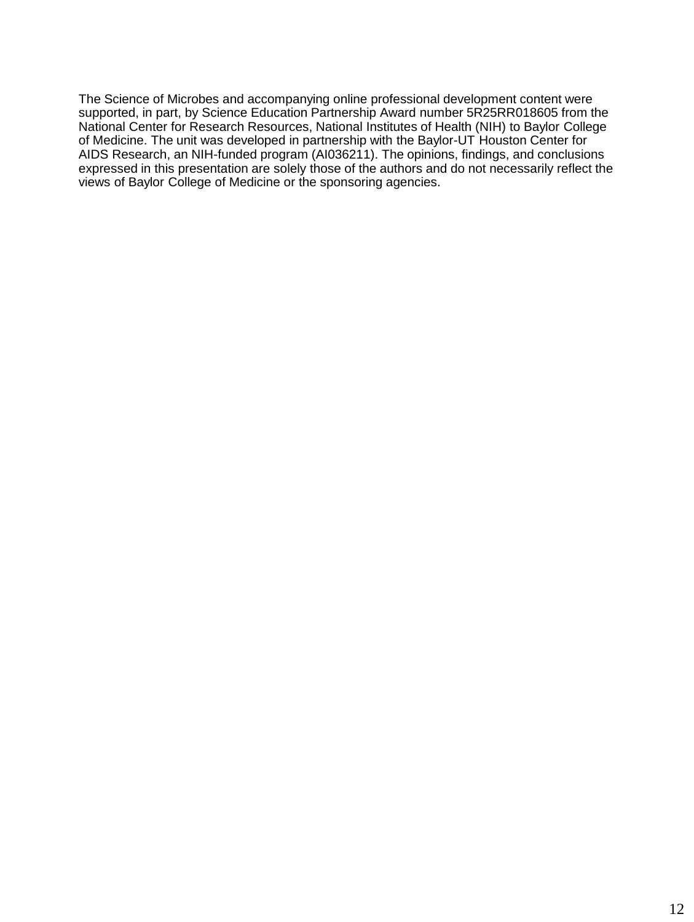The Science of Microbes and accompanying online professional development content were supported, in part, by Science Education Partnership Award number 5R25RR018605 from the National Center for Research Resources, National Institutes of Health (NIH) to Baylor College of Medicine. The unit was developed in partnership with the Baylor-UT Houston Center for AIDS Research, an NIH-funded program (AI036211). The opinions, findings, and conclusions expressed in this presentation are solely those of the authors and do not necessarily reflect the views of Baylor College of Medicine or the sponsoring agencies.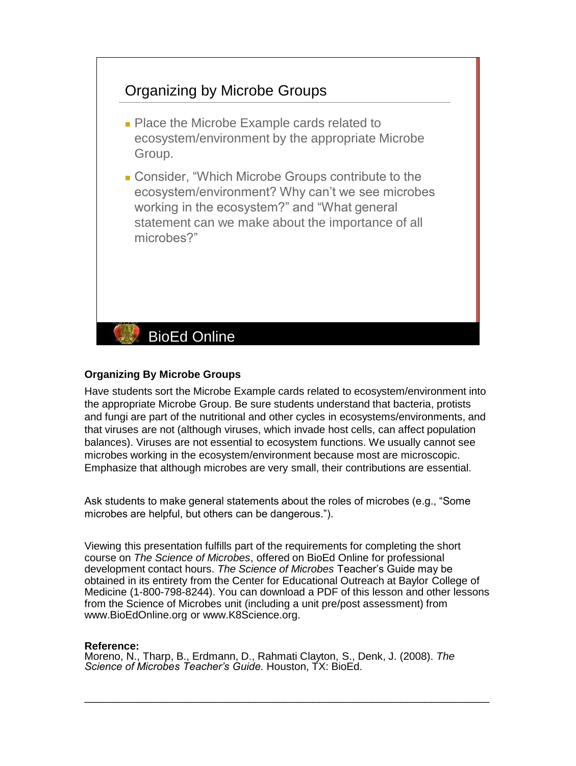## Organizing by Microbe Groups

- Place the Microbe Example cards related to ecosystem/environment by the appropriate Microbe Group.
- Consider, "Which Microbe Groups contribute to the ecosystem/environment? Why can't we see microbes working in the ecosystem?" and "What general statement can we make about the importance of all microbes?"

BioEd Online

**Organizing By Microbe Groups**

Have students sort the Microbe Example cards related to ecosystem/environment into the appropriate Microbe Group. Be sure students understand that bacteria, protists and fungi are part of the nutritional and other cycles in ecosystems/environments, and that viruses are not (although viruses, which invade host cells, can affect population balances). Viruses are not essential to ecosystem functions. We usually cannot see microbes working in the ecosystem/environment because most are microscopic. Emphasize that although microbes are very small, their contributions are essential.

Ask students to make general statements about the roles of microbes (e.g., "Some microbes are helpful, but others can be dangerous.").

Viewing this presentation fulfills part of the requirements for completing the short course on *The Science of Microbes*, offered on BioEd Online for professional development contact hours. *The Science of Microbes* Teacher's Guide may be obtained in its entirety from the Center for Educational Outreach at Baylor College of Medicine (1-800-798-8244). You can download a PDF of this lesson and other lessons from the Science of Microbes unit (including a unit pre/post assessment) from www.BioEdOnline.org or www.K8Science.org.

**Reference:**
Moreno, N., Tharp, B., Erdmann, D., Rahmati Clayton, S., Denk, J. (2008). *The Science of Microbes Teacher's Guide.* Houston, TX: BioEd.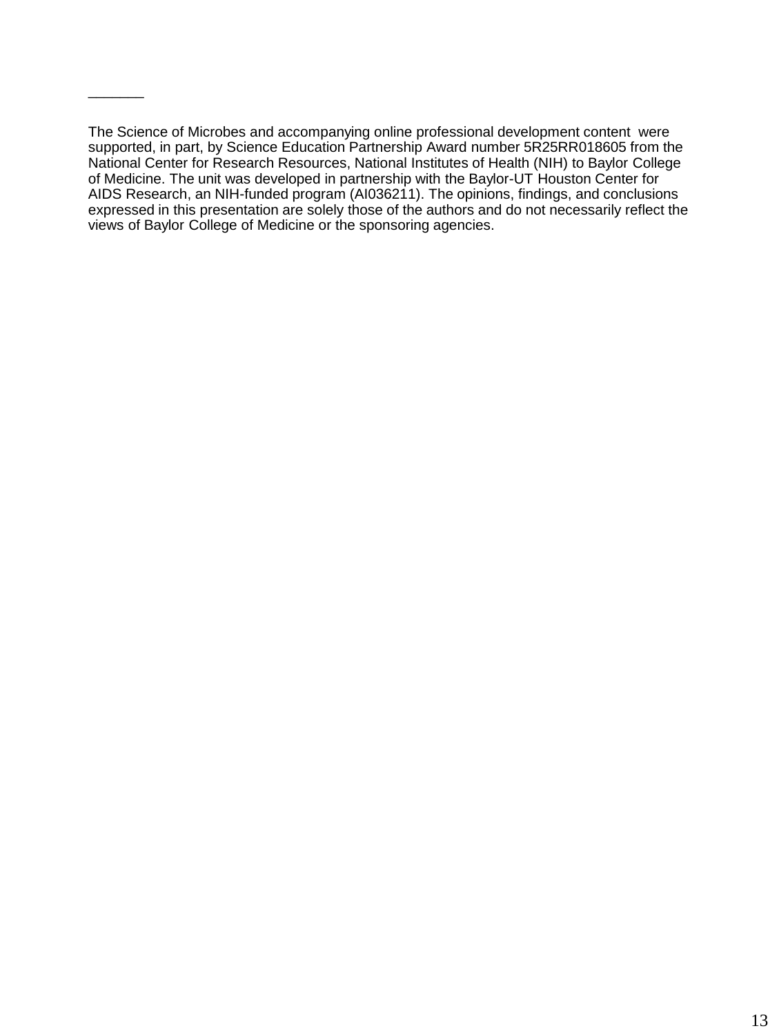_______

The Science of Microbes and accompanying online professional development content were supported, in part, by Science Education Partnership Award number 5R25RR018605 from the National Center for Research Resources, National Institutes of Health (NIH) to Baylor College of Medicine. The unit was developed in partnership with the Baylor-UT Houston Center for AIDS Research, an NIH-funded program (AI036211). The opinions, findings, and conclusions expressed in this presentation are solely those of the authors and do not necessarily reflect the views of Baylor College of Medicine or the sponsoring agencies.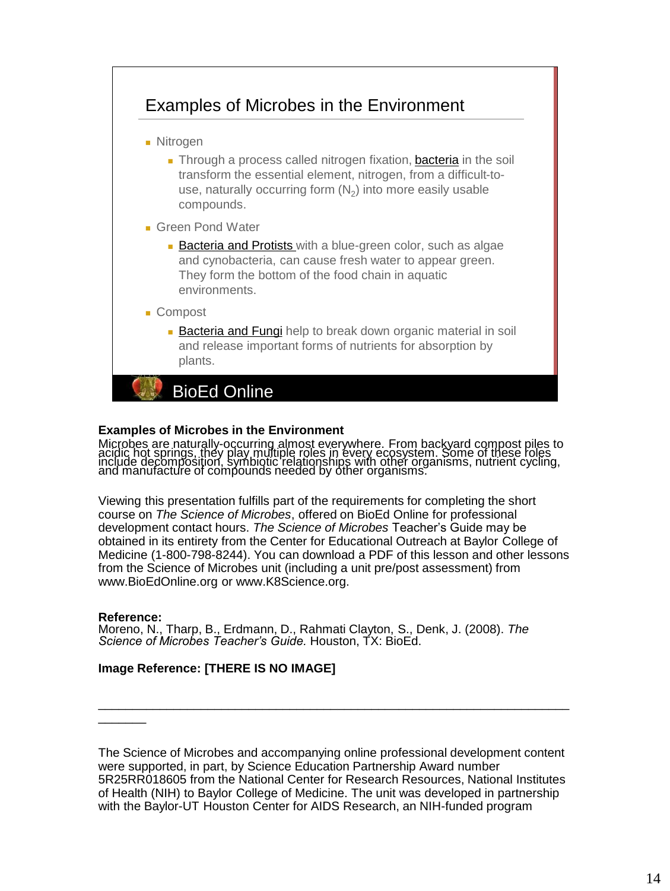## Examples of Microbes in the Environment

- Nitrogen
  - Through a process called nitrogen fixation, bacteria in the soil transform the essential element, nitrogen, from a difficult-to-use, naturally occurring form ($N_2$) into more easily usable compounds.
- Green Pond Water
  - Bacteria and Protists with a blue-green color, such as algae and cynobacteria, can cause fresh water to appear green. They form the bottom of the food chain in aquatic environments.
- Compost
  - Bacteria and Fungi help to break down organic material in soil and release important forms of nutrients for absorption by plants.

BioEd Online

**Examples of Microbes in the Environment**

Microbes are naturally-occurring almost everywhere. From backyard compost piles to acidic hot springs, they play multiple roles in every ecosystem. Some of these roles include decomposition, symbiotic relationships with other organisms, nutrient cycling, and manufacture of compounds needed by other organisms.

Viewing this presentation fulfills part of the requirements for completing the short course on *The Science of Microbes*, offered on BioEd Online for professional development contact hours. *The Science of Microbes* Teacher's Guide may be obtained in its entirety from the Center for Educational Outreach at Baylor College of Medicine (1-800-798-8244). You can download a PDF of this lesson and other lessons from the Science of Microbes unit (including a unit pre/post assessment) from www.BioEdOnline.org or www.K8Science.org.

**Reference:**
Moreno, N., Tharp, B., Erdmann, D., Rahmati Clayton, S., Denk, J. (2008). *The Science of Microbes Teacher's Guide.* Houston, TX: BioEd.

**Image Reference: [THERE IS NO IMAGE]**

---

The Science of Microbes and accompanying online professional development content were supported, in part, by Science Education Partnership Award number 5R25RR018605 from the National Center for Research Resources, National Institutes of Health (NIH) to Baylor College of Medicine. The unit was developed in partnership with the Baylor-UT Houston Center for AIDS Research, an NIH-funded program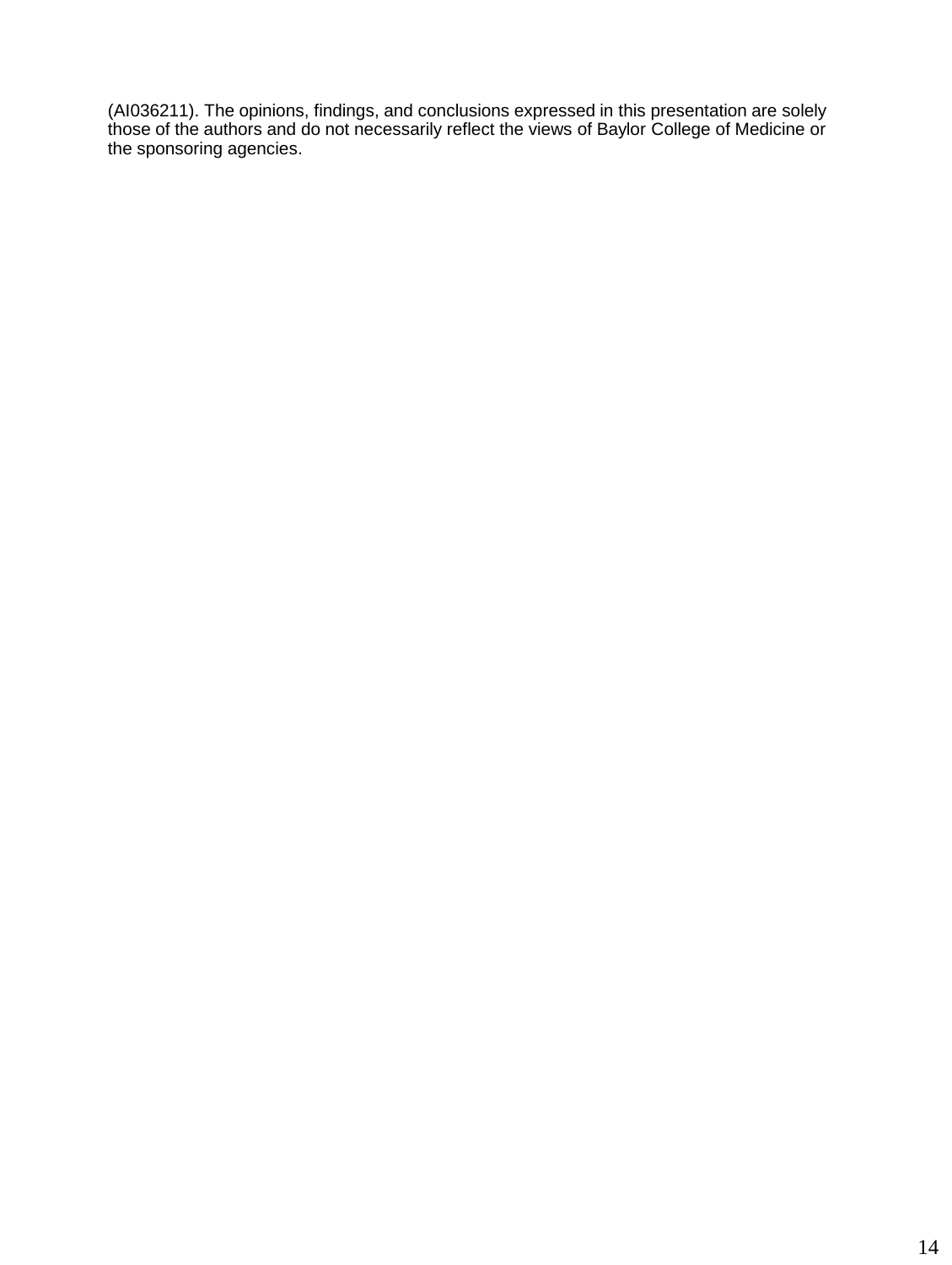(AI036211). The opinions, findings, and conclusions expressed in this presentation are solely those of the authors and do not necessarily reflect the views of Baylor College of Medicine or the sponsoring agencies.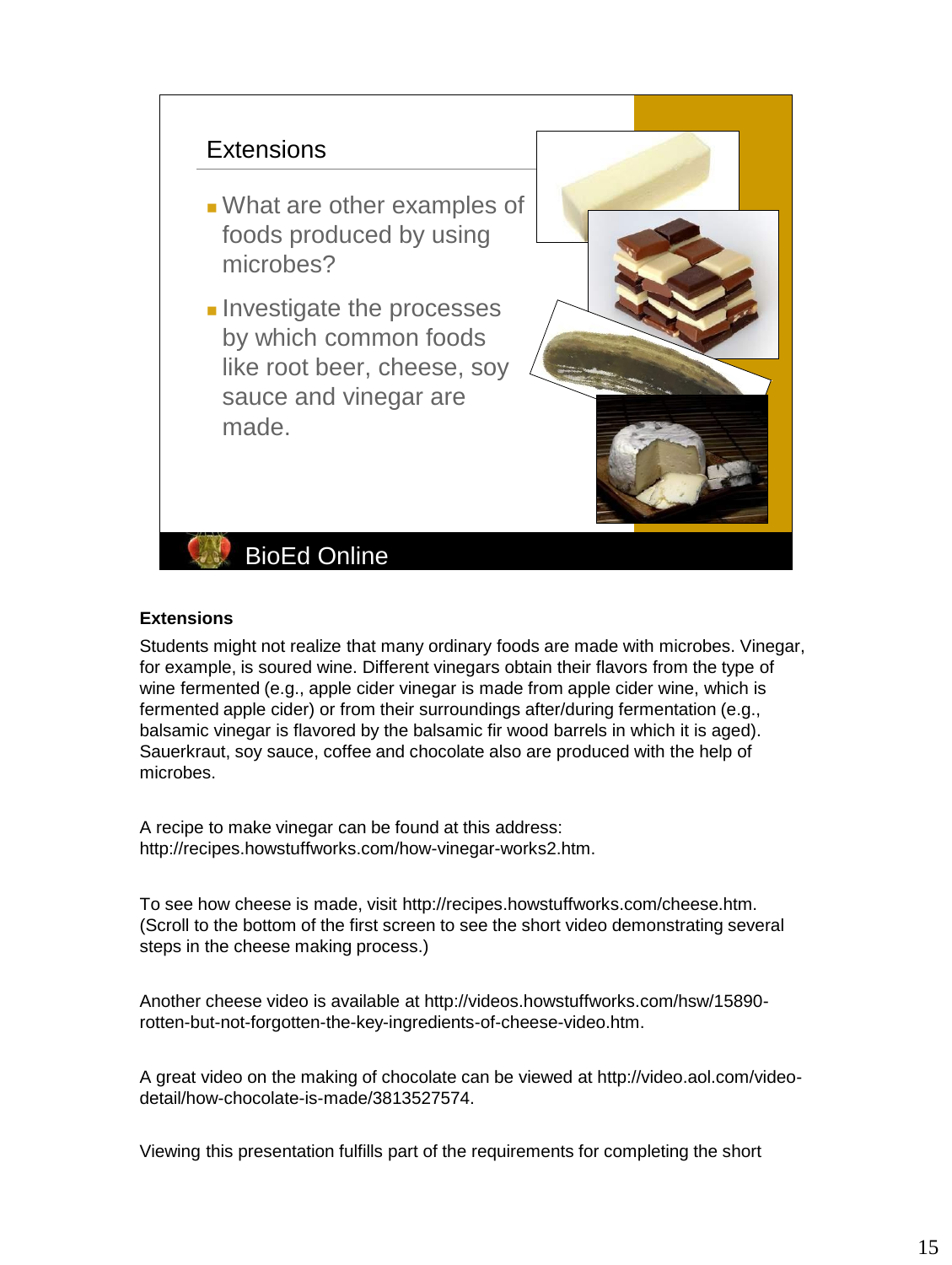## Extensions

- What are other examples of foods produced by using microbes?
- Investigate the processes by which common foods like root beer, cheese, soy sauce and vinegar are made.

BioEd Online

**Extensions**

Students might not realize that many ordinary foods are made with microbes. Vinegar, for example, is soured wine. Different vinegars obtain their flavors from the type of wine fermented (e.g., apple cider vinegar is made from apple cider wine, which is fermented apple cider) or from their surroundings after/during fermentation (e.g., balsamic vinegar is flavored by the balsamic fir wood barrels in which it is aged). Sauerkraut, soy sauce, coffee and chocolate also are produced with the help of microbes.

A recipe to make vinegar can be found at this address: http://recipes.howstuffworks.com/how-vinegar-works2.htm.

To see how cheese is made, visit http://recipes.howstuffworks.com/cheese.htm. (Scroll to the bottom of the first screen to see the short video demonstrating several steps in the cheese making process.)

Another cheese video is available at http://videos.howstuffworks.com/hsw/15890-rotten-but-not-forgotten-the-key-ingredients-of-cheese-video.htm.

A great video on the making of chocolate can be viewed at http://video.aol.com/video-detail/how-chocolate-is-made/3813527574.

Viewing this presentation fulfills part of the requirements for completing the short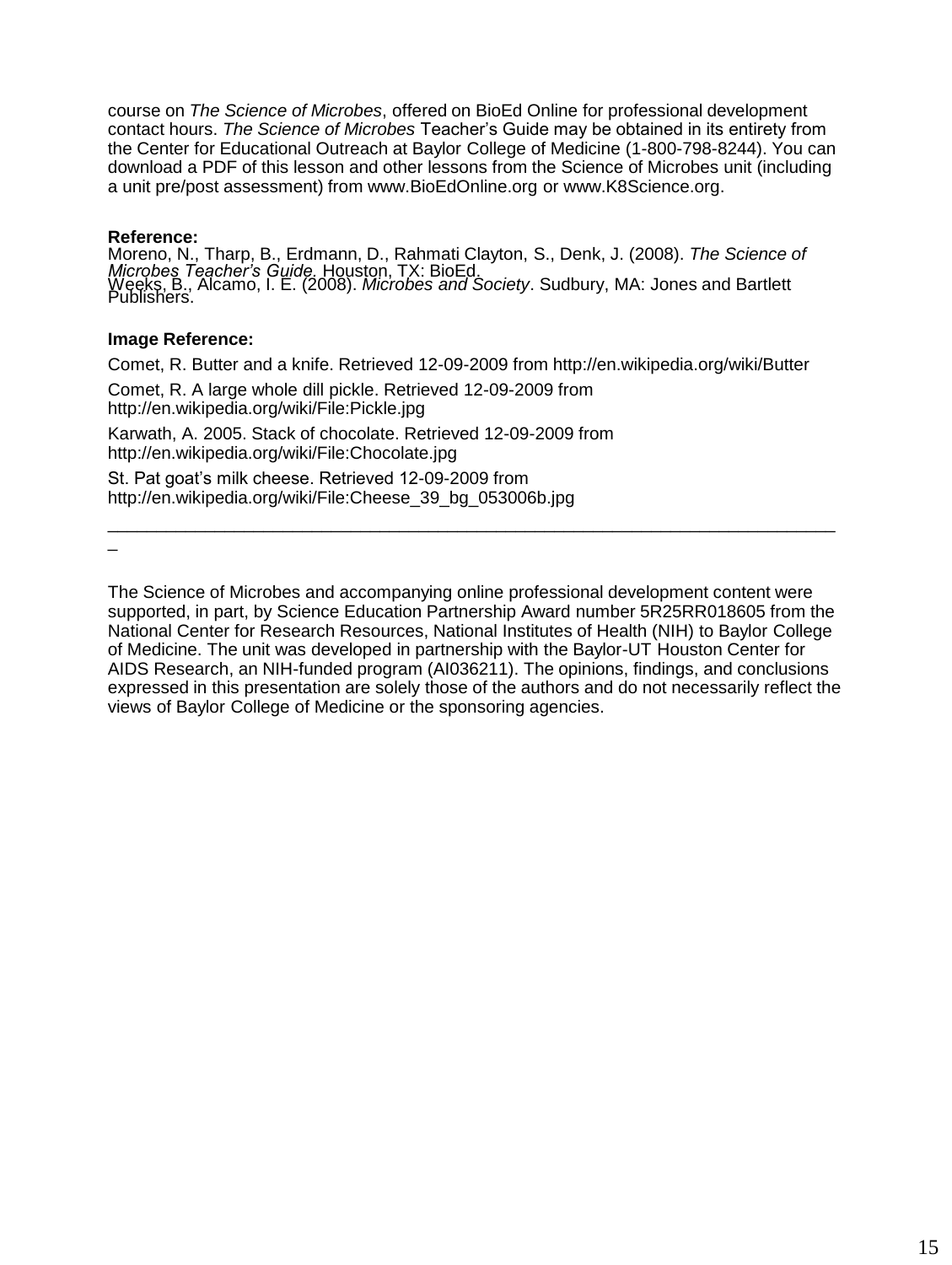course on *The Science of Microbes*, offered on BioEd Online for professional development contact hours. *The Science of Microbes* Teacher's Guide may be obtained in its entirety from the Center for Educational Outreach at Baylor College of Medicine (1-800-798-8244). You can download a PDF of this lesson and other lessons from the Science of Microbes unit (including a unit pre/post assessment) from www.BioEdOnline.org or www.K8Science.org.

**Reference:**

Moreno, N., Tharp, B., Erdmann, D., Rahmati Clayton, S., Denk, J. (2008). *The Science of Microbes Teacher's Guide.* Houston, TX: BioEd.

Weeks, B., Alcamo, I. E. (2008). *Microbes and Society*. Sudbury, MA: Jones and Bartlett Publishers.

**Image Reference:**

Comet, R. Butter and a knife. Retrieved 12-09-2009 from http://en.wikipedia.org/wiki/Butter

Comet, R. A large whole dill pickle. Retrieved 12-09-2009 from http://en.wikipedia.org/wiki/File:Pickle.jpg

Karwath, A. 2005. Stack of chocolate. Retrieved 12-09-2009 from http://en.wikipedia.org/wiki/File:Chocolate.jpg

St. Pat goat's milk cheese. Retrieved 12-09-2009 from http://en.wikipedia.org/wiki/File:Cheese_39_bg_053006b.jpg

---

The Science of Microbes and accompanying online professional development content were supported, in part, by Science Education Partnership Award number 5R25RR018605 from the National Center for Research Resources, National Institutes of Health (NIH) to Baylor College of Medicine. The unit was developed in partnership with the Baylor-UT Houston Center for AIDS Research, an NIH-funded program (AI036211). The opinions, findings, and conclusions expressed in this presentation are solely those of the authors and do not necessarily reflect the views of Baylor College of Medicine or the sponsoring agencies.